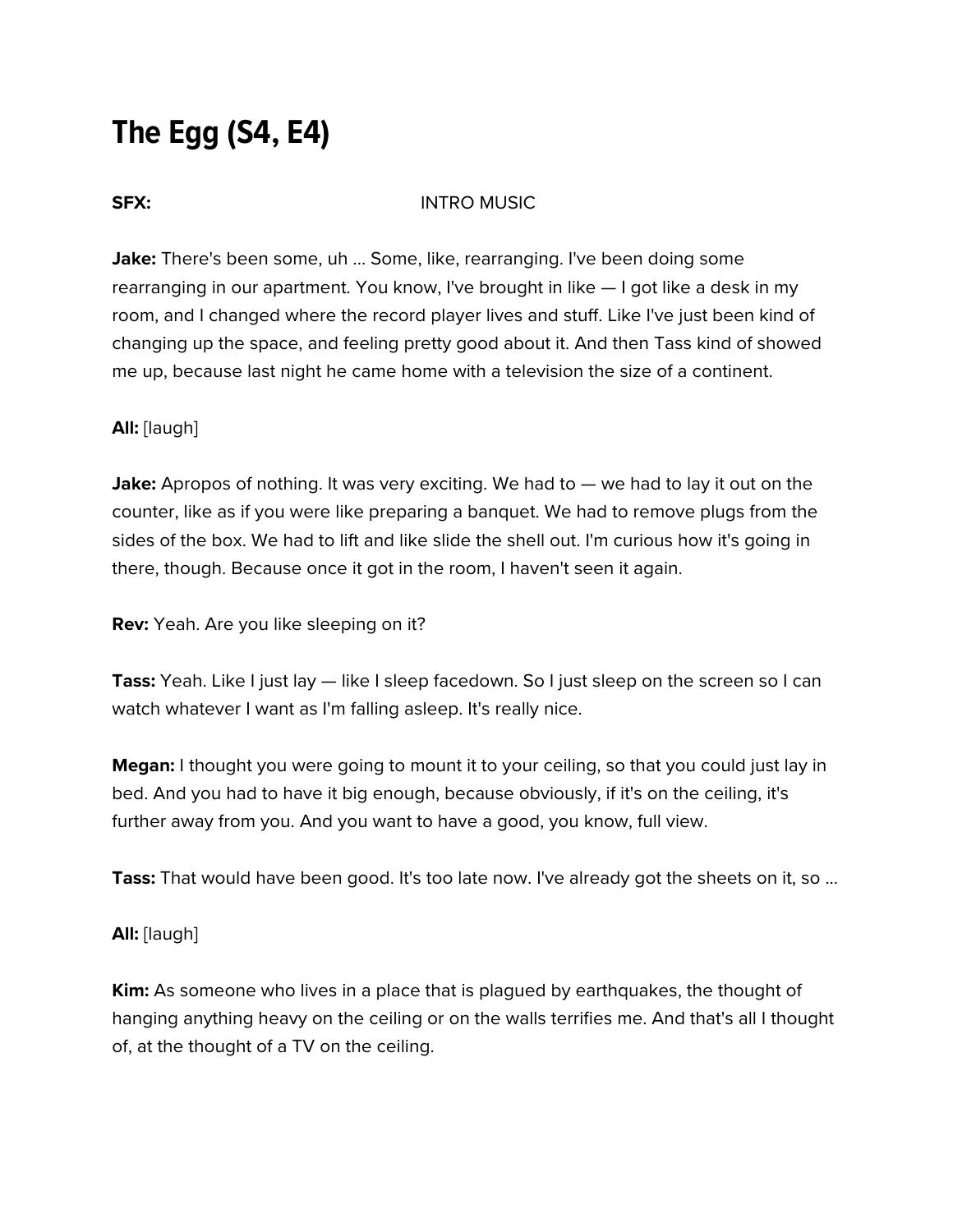# The Egg (S4, E4)

**SFX:** INTRO MUSIC

**Jake:** There's been some, uh ... Some, like, rearranging. I've been doing some rearranging in our apartment. You know, I've brought in like — I got like a desk in my room, and I changed where the record player lives and stuff. Like I've just been kind of changing up the space, and feeling pretty good about it. And then Tass kind of showed me up, because last night he came home with a television the size of a continent.

**All:** [laugh]

**Jake:** Apropos of nothing. It was very exciting. We had to — we had to lay it out on the counter, like as if you were like preparing a banquet. We had to remove plugs from the sides of the box. We had to lift and like slide the shell out. I'm curious how it's going in there, though. Because once it got in the room, I haven't seen it again.

**Rev:** Yeah. Are you like sleeping on it?

**Tass:** Yeah. Like I just lay — like I sleep facedown. So I just sleep on the screen so I can watch whatever I want as I'm falling asleep. It's really nice.

**Megan:** I thought you were going to mount it to your ceiling, so that you could just lay in bed. And you had to have it big enough, because obviously, if it's on the ceiling, it's further away from you. And you want to have a good, you know, full view.

**Tass:** That would have been good. It's too late now. I've already got the sheets on it, so ...

**All:** [laugh]

**Kim:** As someone who lives in a place that is plagued by earthquakes, the thought of hanging anything heavy on the ceiling or on the walls terrifies me. And that's all I thought of, at the thought of a TV on the ceiling.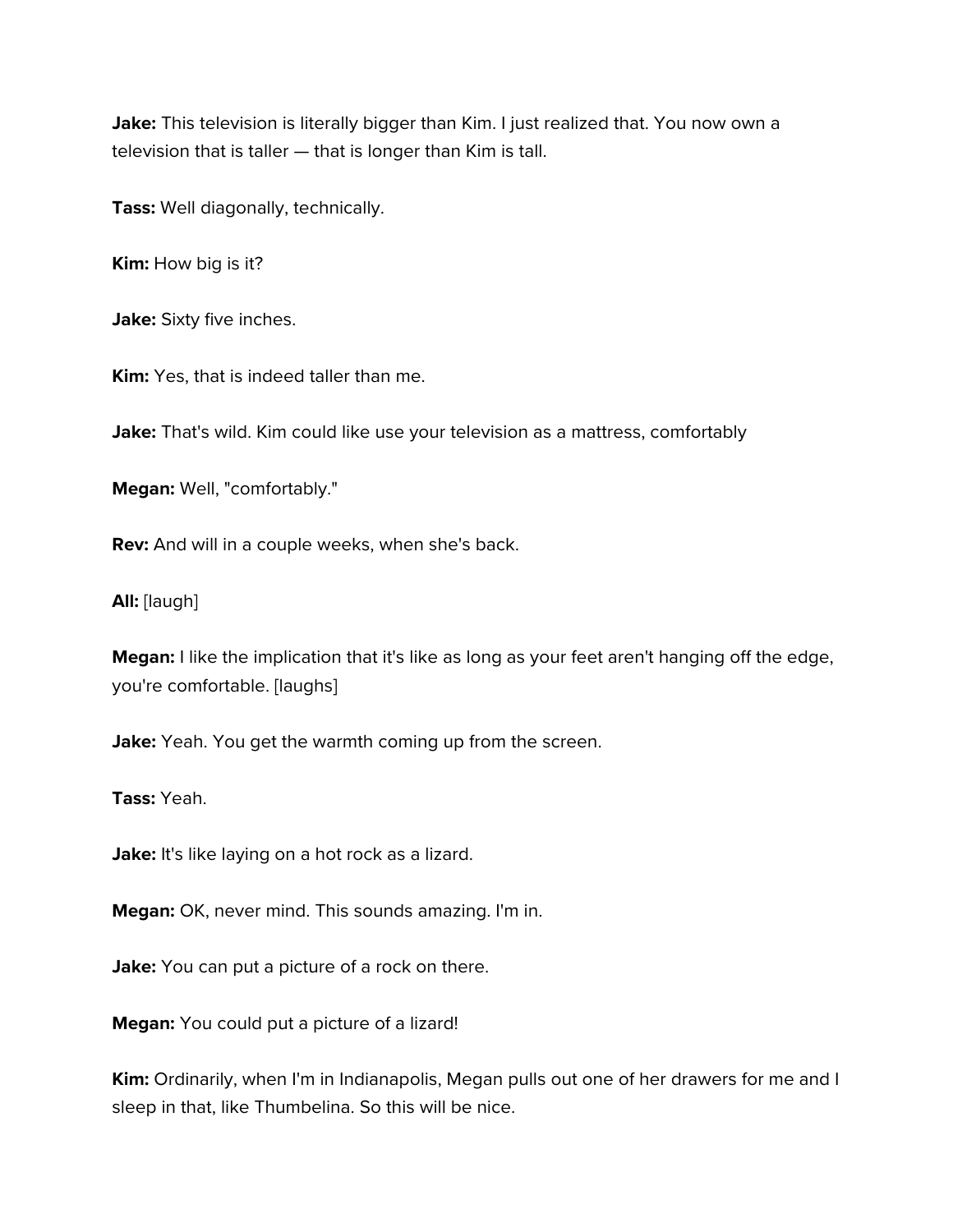**Jake:** This television is literally bigger than Kim. I just realized that. You now own a television that is taller — that is longer than Kim is tall.

**Tass:** Well diagonally, technically.

**Kim:** How big is it?

**Jake:** Sixty five inches.

**Kim:** Yes, that is indeed taller than me.

**Jake:** That's wild. Kim could like use your television as a mattress, comfortably

**Megan:** Well, "comfortably."

**Rev:** And will in a couple weeks, when she's back.

**All:** [laugh]

**Megan:** I like the implication that it's like as long as your feet aren't hanging off the edge, you're comfortable. [laughs]

**Jake:** Yeah. You get the warmth coming up from the screen.

**Tass:** Yeah.

**Jake:** It's like laying on a hot rock as a lizard.

**Megan:** OK, never mind. This sounds amazing. I'm in.

**Jake:** You can put a picture of a rock on there.

**Megan:** You could put a picture of a lizard!

**Kim:** Ordinarily, when I'm in Indianapolis, Megan pulls out one of her drawers for me and I sleep in that, like Thumbelina. So this will be nice.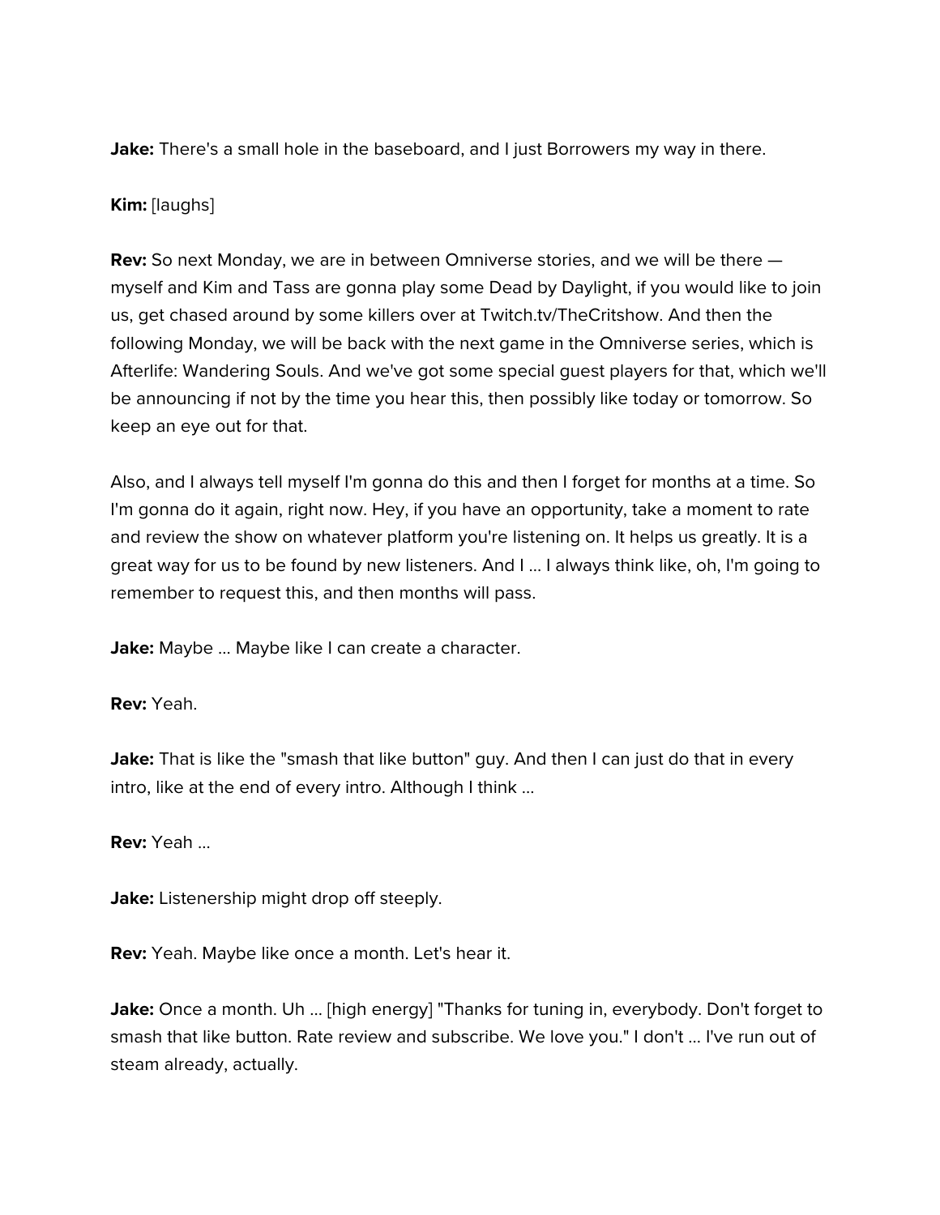**Jake:** There's a small hole in the baseboard, and I just Borrowers my way in there.

**Kim:** [laughs]

**Rev:** So next Monday, we are in between Omniverse stories, and we will be there — myself and Kim and Tass are gonna play some Dead by Daylight, if you would like to join us, get chased around by some killers over at Twitch.tv/TheCritshow. And then the following Monday, we will be back with the next game in the Omniverse series, which is Afterlife: Wandering Souls. And we've got some special guest players for that, which we'll be announcing if not by the time you hear this, then possibly like today or tomorrow. So keep an eye out for that.

Also, and I always tell myself I'm gonna do this and then I forget for months at a time. So I'm gonna do it again, right now. Hey, if you have an opportunity, take a moment to rate and review the show on whatever platform you're listening on. It helps us greatly. It is a great way for us to be found by new listeners. And I ... I always think like, oh, I'm going to remember to request this, and then months will pass.

**Jake:** Maybe ... Maybe like I can create a character.

**Rev:** Yeah.

**Jake:** That is like the "smash that like button" guy. And then I can just do that in every intro, like at the end of every intro. Although I think ...

**Rev:** Yeah ...

**Jake:** Listenership might drop off steeply.

**Rev:** Yeah. Maybe like once a month. Let's hear it.

**Jake:** Once a month. Uh ... [high energy] "Thanks for tuning in, everybody. Don't forget to smash that like button. Rate review and subscribe. We love you." I don't ... I've run out of steam already, actually.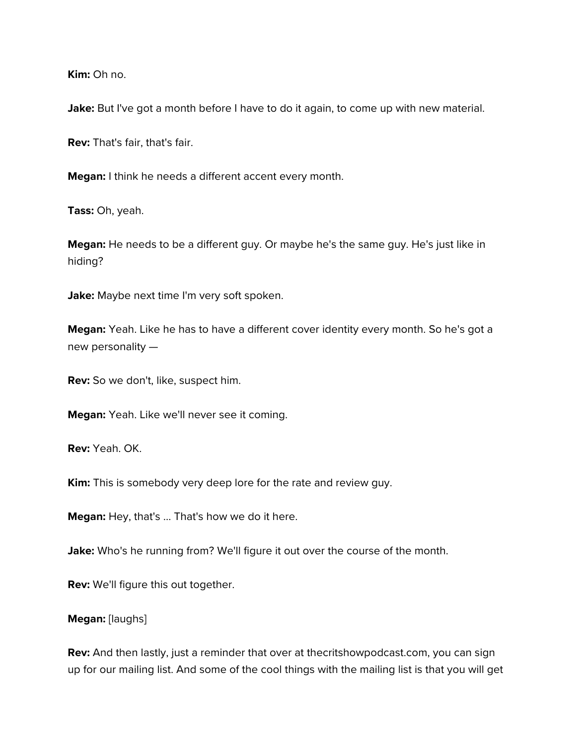**Kim:** Oh no.

**Jake:** But I've got a month before I have to do it again, to come up with new material.

**Rev:** That's fair, that's fair.

**Megan:** I think he needs a different accent every month.

**Tass:** Oh, yeah.

**Megan:** He needs to be a different guy. Or maybe he's the same guy. He's just like in hiding?

**Jake:** Maybe next time I'm very soft spoken.

**Megan:** Yeah. Like he has to have a different cover identity every month. So he's got a new personality —

**Rev:** So we don't, like, suspect him.

**Megan:** Yeah. Like we'll never see it coming.

**Rev:** Yeah. OK.

**Kim:** This is somebody very deep lore for the rate and review guy.

**Megan:** Hey, that's … That's how we do it here.

**Jake:** Who's he running from? We'll figure it out over the course of the month.

**Rev:** We'll figure this out together.

**Megan:** [laughs]

**Rev:** And then lastly, just a reminder that over at thecritshowpodcast.com, you can sign up for our mailing list. And some of the cool things with the mailing list is that you will get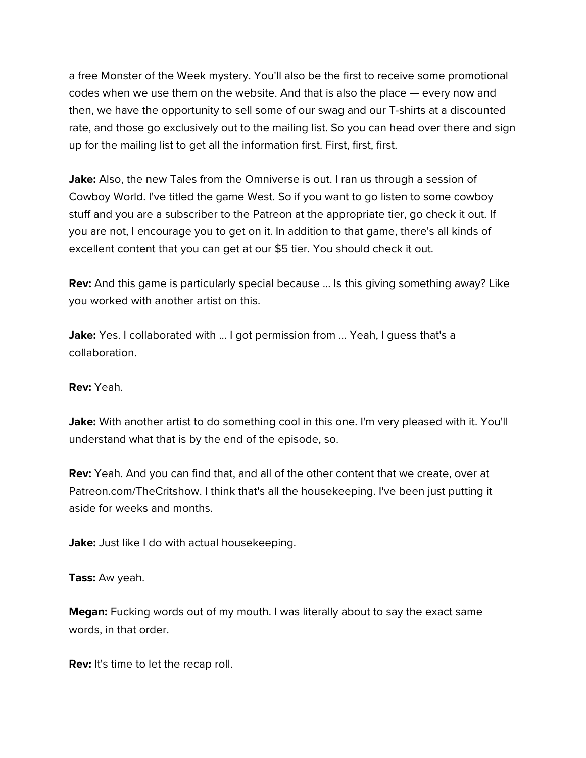a free Monster of the Week mystery. You'll also be the first to receive some promotional codes when we use them on the website. And that is also the place — every now and then, we have the opportunity to sell some of our swag and our T-shirts at a discounted rate, and those go exclusively out to the mailing list. So you can head over there and sign up for the mailing list to get all the information first. First, first, first.

**Jake:** Also, the new Tales from the Omniverse is out. I ran us through a session of Cowboy World. I've titled the game West. So if you want to go listen to some cowboy stuff and you are a subscriber to the Patreon at the appropriate tier, go check it out. If you are not, I encourage you to get on it. In addition to that game, there's all kinds of excellent content that you can get at our $5 tier. You should check it out.

**Rev:** And this game is particularly special because … Is this giving something away? Like you worked with another artist on this.

**Jake:** Yes. I collaborated with … I got permission from … Yeah, I guess that's a collaboration.

**Rev:** Yeah.

**Jake:** With another artist to do something cool in this one. I'm very pleased with it. You'll understand what that is by the end of the episode, so.

**Rev:** Yeah. And you can find that, and all of the other content that we create, over at Patreon.com/TheCritshow. I think that's all the housekeeping. I've been just putting it aside for weeks and months.

**Jake:** Just like I do with actual housekeeping.

**Tass:** Aw yeah.

**Megan:** Fucking words out of my mouth. I was literally about to say the exact same words, in that order.

**Rev:** It's time to let the recap roll.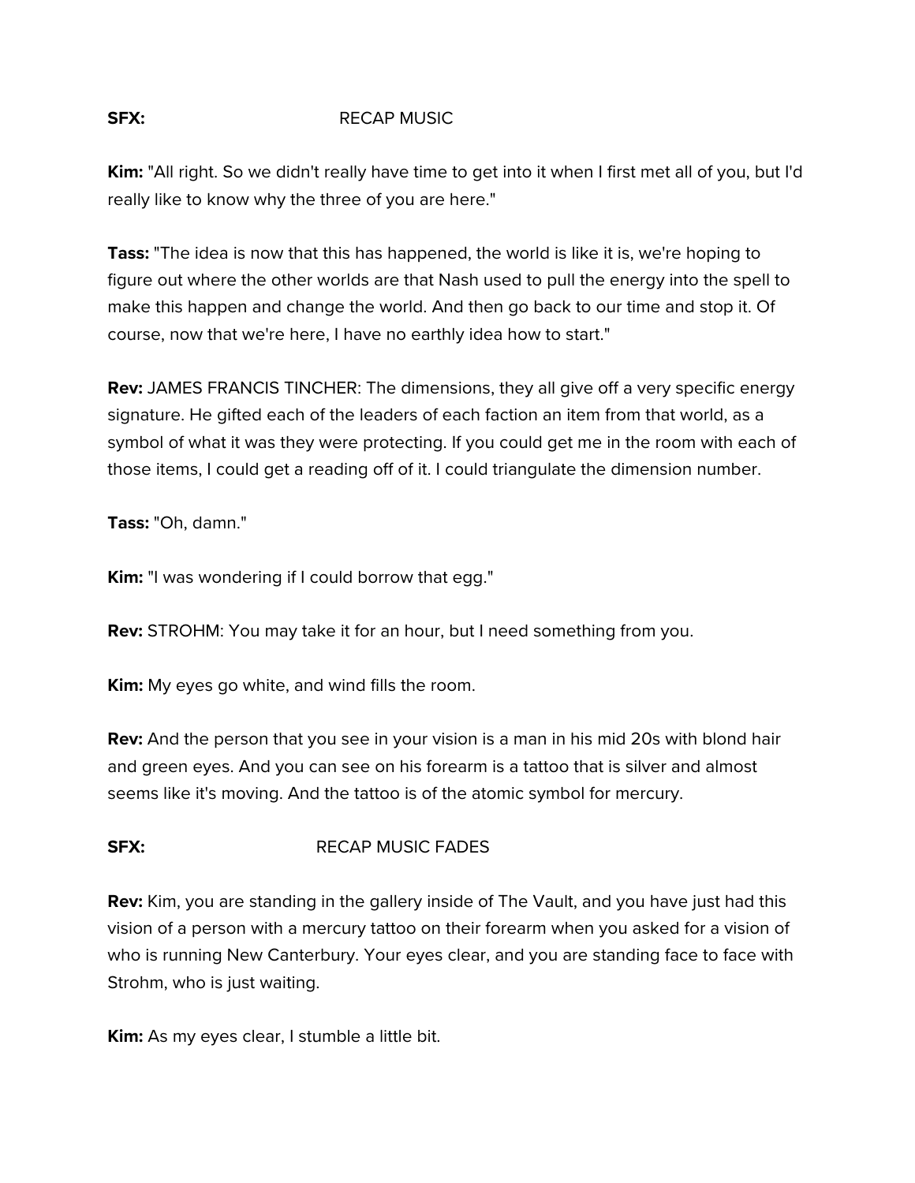**SFX:** RECAP MUSIC

**Kim:** "All right. So we didn't really have time to get into it when I first met all of you, but I'd really like to know why the three of you are here."

**Tass:** "The idea is now that this has happened, the world is like it is, we're hoping to figure out where the other worlds are that Nash used to pull the energy into the spell to make this happen and change the world. And then go back to our time and stop it. Of course, now that we're here, I have no earthly idea how to start."

**Rev:** JAMES FRANCIS TINCHER: The dimensions, they all give off a very specific energy signature. He gifted each of the leaders of each faction an item from that world, as a symbol of what it was they were protecting. If you could get me in the room with each of those items, I could get a reading off of it. I could triangulate the dimension number.

**Tass:** "Oh, damn."

**Kim:** "I was wondering if I could borrow that egg."

**Rev:** STROHM: You may take it for an hour, but I need something from you.

**Kim:** My eyes go white, and wind fills the room.

**Rev:** And the person that you see in your vision is a man in his mid 20s with blond hair and green eyes. And you can see on his forearm is a tattoo that is silver and almost seems like it's moving. And the tattoo is of the atomic symbol for mercury.

**SFX:** RECAP MUSIC FADES

**Rev:** Kim, you are standing in the gallery inside of The Vault, and you have just had this vision of a person with a mercury tattoo on their forearm when you asked for a vision of who is running New Canterbury. Your eyes clear, and you are standing face to face with Strohm, who is just waiting.

**Kim:** As my eyes clear, I stumble a little bit.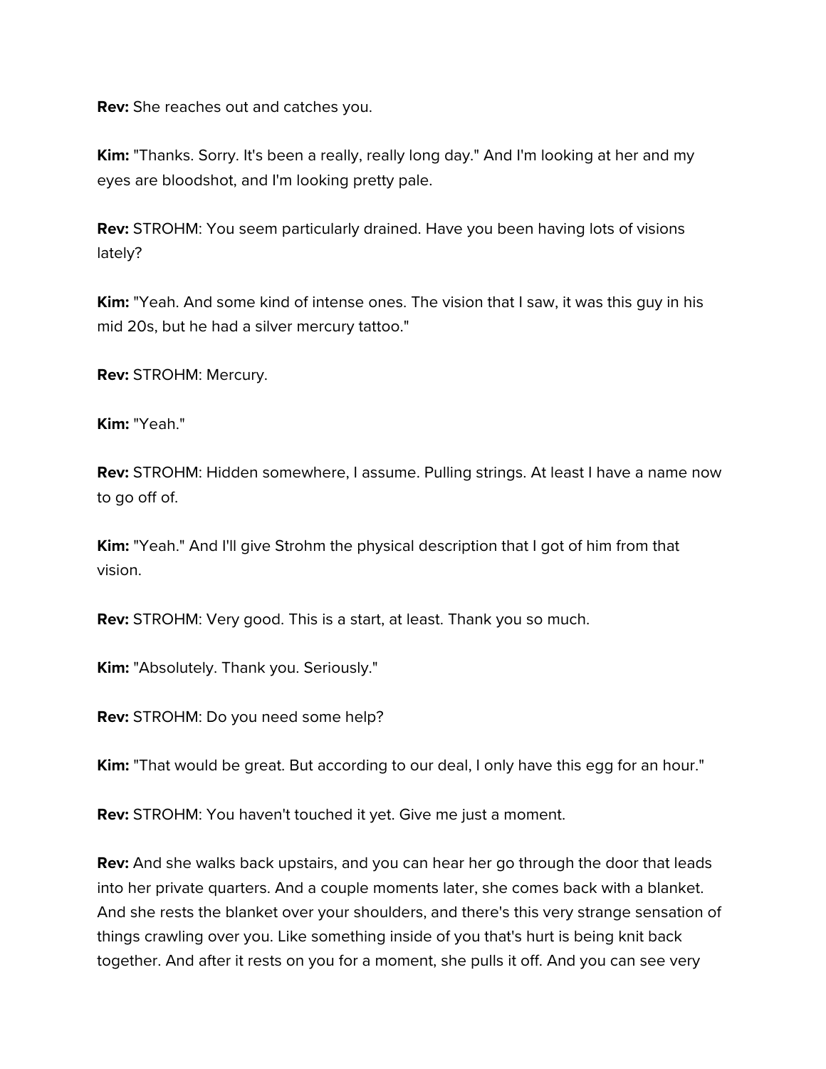**Rev:** She reaches out and catches you.

**Kim:** "Thanks. Sorry. It's been a really, really long day." And I'm looking at her and my eyes are bloodshot, and I'm looking pretty pale.

**Rev:** STROHM: You seem particularly drained. Have you been having lots of visions lately?

**Kim:** "Yeah. And some kind of intense ones. The vision that I saw, it was this guy in his mid 20s, but he had a silver mercury tattoo."

**Rev:** STROHM: Mercury.

**Kim:** "Yeah."

**Rev:** STROHM: Hidden somewhere, I assume. Pulling strings. At least I have a name now to go off of.

**Kim:** "Yeah." And I'll give Strohm the physical description that I got of him from that vision.

**Rev:** STROHM: Very good. This is a start, at least. Thank you so much.

**Kim:** "Absolutely. Thank you. Seriously."

**Rev:** STROHM: Do you need some help?

**Kim:** "That would be great. But according to our deal, I only have this egg for an hour."

**Rev:** STROHM: You haven't touched it yet. Give me just a moment.

**Rev:** And she walks back upstairs, and you can hear her go through the door that leads into her private quarters. And a couple moments later, she comes back with a blanket. And she rests the blanket over your shoulders, and there's this very strange sensation of things crawling over you. Like something inside of you that's hurt is being knit back together. And after it rests on you for a moment, she pulls it off. And you can see very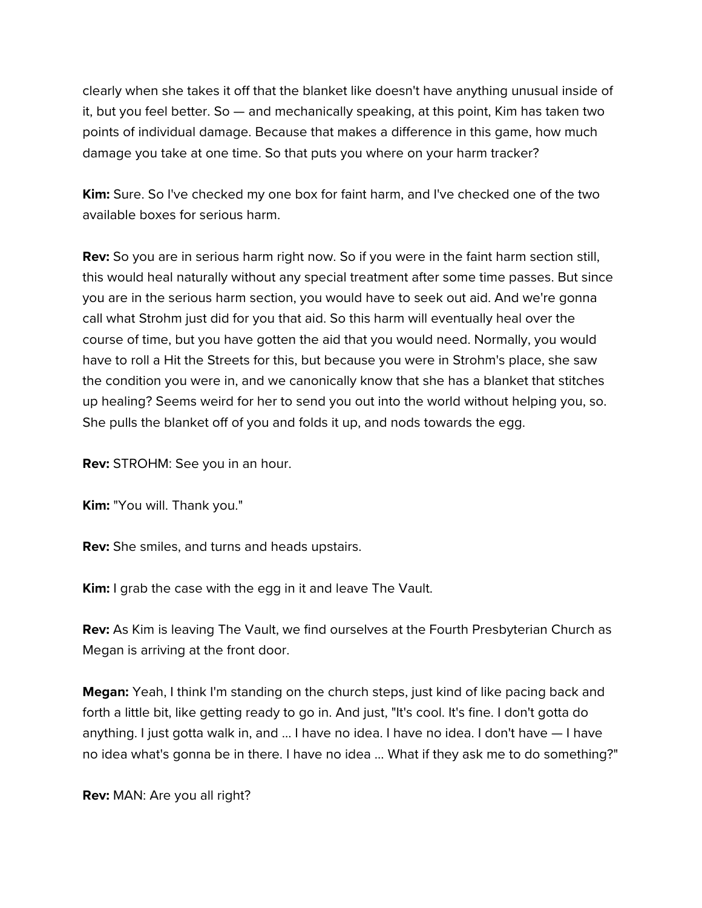clearly when she takes it off that the blanket like doesn't have anything unusual inside of it, but you feel better. So — and mechanically speaking, at this point, Kim has taken two points of individual damage. Because that makes a difference in this game, how much damage you take at one time. So that puts you where on your harm tracker?

**Kim:** Sure. So I've checked my one box for faint harm, and I've checked one of the two available boxes for serious harm.

**Rev:** So you are in serious harm right now. So if you were in the faint harm section still, this would heal naturally without any special treatment after some time passes. But since you are in the serious harm section, you would have to seek out aid. And we're gonna call what Strohm just did for you that aid. So this harm will eventually heal over the course of time, but you have gotten the aid that you would need. Normally, you would have to roll a Hit the Streets for this, but because you were in Strohm's place, she saw the condition you were in, and we canonically know that she has a blanket that stitches up healing? Seems weird for her to send you out into the world without helping you, so. She pulls the blanket off of you and folds it up, and nods towards the egg.

**Rev:** STROHM: See you in an hour.

**Kim:** "You will. Thank you."

**Rev:** She smiles, and turns and heads upstairs.

**Kim:** I grab the case with the egg in it and leave The Vault.

**Rev:** As Kim is leaving The Vault, we find ourselves at the Fourth Presbyterian Church as Megan is arriving at the front door.

**Megan:** Yeah, I think I'm standing on the church steps, just kind of like pacing back and forth a little bit, like getting ready to go in. And just, "It's cool. It's fine. I don't gotta do anything. I just gotta walk in, and ... I have no idea. I have no idea. I don't have — I have no idea what's gonna be in there. I have no idea ... What if they ask me to do something?"

**Rev:** MAN: Are you all right?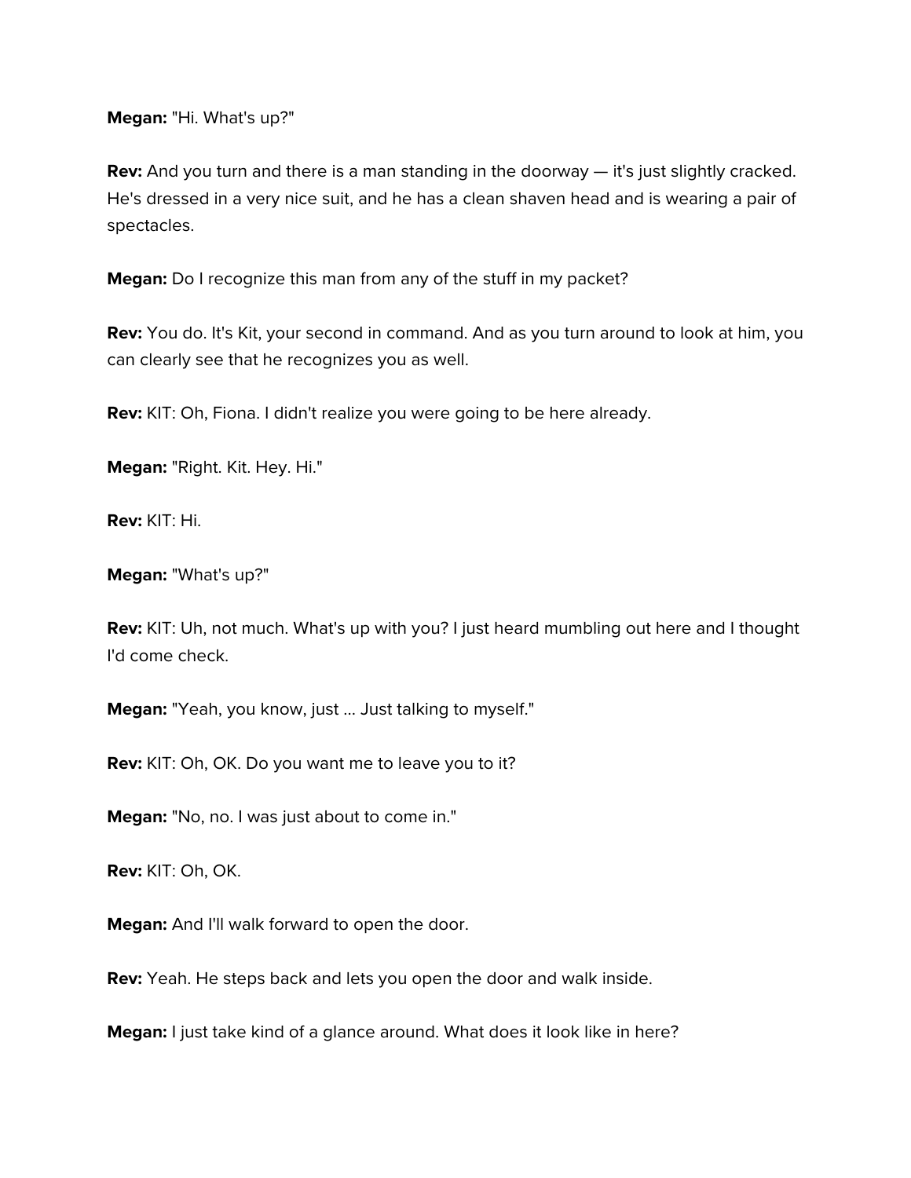**Megan:** "Hi. What's up?"

**Rev:** And you turn and there is a man standing in the doorway — it's just slightly cracked. He's dressed in a very nice suit, and he has a clean shaven head and is wearing a pair of spectacles.

**Megan:** Do I recognize this man from any of the stuff in my packet?

**Rev:** You do. It's Kit, your second in command. And as you turn around to look at him, you can clearly see that he recognizes you as well.

**Rev:** KIT: Oh, Fiona. I didn't realize you were going to be here already.

**Megan:** "Right. Kit. Hey. Hi."

**Rev:** KIT: Hi.

**Megan:** "What's up?"

**Rev:** KIT: Uh, not much. What's up with you? I just heard mumbling out here and I thought I'd come check.

**Megan:** "Yeah, you know, just ... Just talking to myself."

**Rev:** KIT: Oh, OK. Do you want me to leave you to it?

**Megan:** "No, no. I was just about to come in."

**Rev:** KIT: Oh, OK.

**Megan:** And I'll walk forward to open the door.

**Rev:** Yeah. He steps back and lets you open the door and walk inside.

**Megan:** I just take kind of a glance around. What does it look like in here?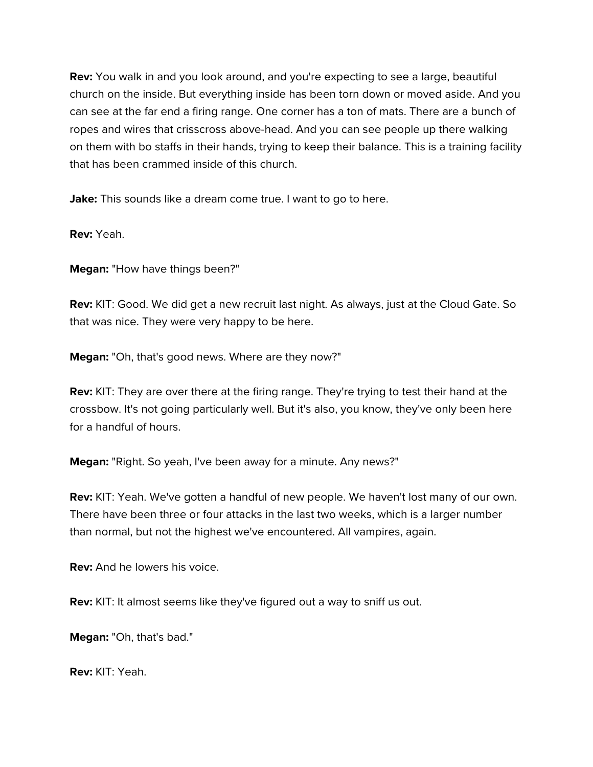**Rev:** You walk in and you look around, and you're expecting to see a large, beautiful church on the inside. But everything inside has been torn down or moved aside. And you can see at the far end a firing range. One corner has a ton of mats. There are a bunch of ropes and wires that crisscross above-head. And you can see people up there walking on them with bo staffs in their hands, trying to keep their balance. This is a training facility that has been crammed inside of this church.

**Jake:** This sounds like a dream come true. I want to go to here.

**Rev:** Yeah.

**Megan:** "How have things been?"

**Rev:** KIT: Good. We did get a new recruit last night. As always, just at the Cloud Gate. So that was nice. They were very happy to be here.

**Megan:** "Oh, that's good news. Where are they now?"

**Rev:** KIT: They are over there at the firing range. They're trying to test their hand at the crossbow. It's not going particularly well. But it's also, you know, they've only been here for a handful of hours.

**Megan:** "Right. So yeah, I've been away for a minute. Any news?"

**Rev:** KIT: Yeah. We've gotten a handful of new people. We haven't lost many of our own. There have been three or four attacks in the last two weeks, which is a larger number than normal, but not the highest we've encountered. All vampires, again.

**Rev:** And he lowers his voice.

**Rev:** KIT: It almost seems like they've figured out a way to sniff us out.

**Megan:** "Oh, that's bad."

**Rev:** KIT: Yeah.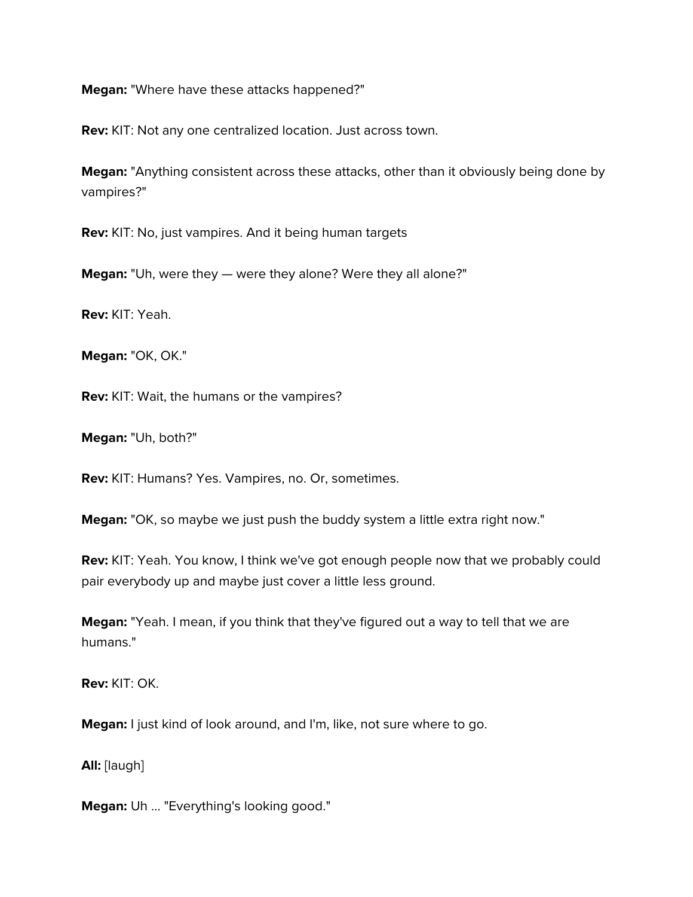**Megan:** "Where have these attacks happened?"

**Rev:** KIT: Not any one centralized location. Just across town.

**Megan:** "Anything consistent across these attacks, other than it obviously being done by vampires?"

**Rev:** KIT: No, just vampires. And it being human targets

**Megan:** "Uh, were they — were they alone? Were they all alone?"

**Rev:** KIT: Yeah.

**Megan:** "OK, OK."

**Rev:** KIT: Wait, the humans or the vampires?

**Megan:** "Uh, both?"

**Rev:** KIT: Humans? Yes. Vampires, no. Or, sometimes.

**Megan:** "OK, so maybe we just push the buddy system a little extra right now."

**Rev:** KIT: Yeah. You know, I think we've got enough people now that we probably could pair everybody up and maybe just cover a little less ground.

**Megan:** "Yeah. I mean, if you think that they've figured out a way to tell that we are humans."

**Rev:** KIT: OK.

**Megan:** I just kind of look around, and I'm, like, not sure where to go.

**All:** [laugh]

**Megan:** Uh ... "Everything's looking good."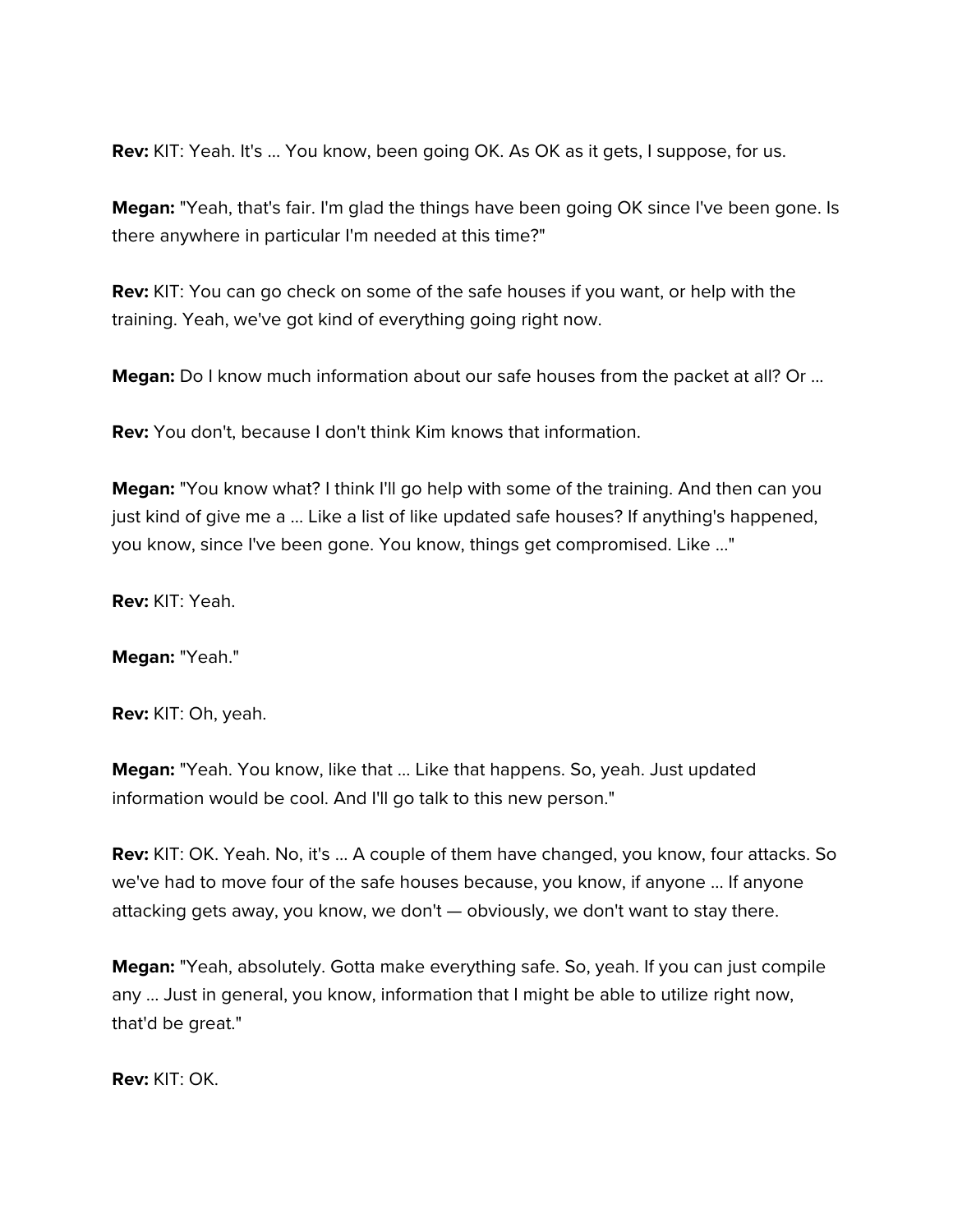**Rev:** KIT: Yeah. It's ... You know, been going OK. As OK as it gets, I suppose, for us.

**Megan:** "Yeah, that's fair. I'm glad the things have been going OK since I've been gone. Is there anywhere in particular I'm needed at this time?"

**Rev:** KIT: You can go check on some of the safe houses if you want, or help with the training. Yeah, we've got kind of everything going right now.

**Megan:** Do I know much information about our safe houses from the packet at all? Or ...

**Rev:** You don't, because I don't think Kim knows that information.

**Megan:** "You know what? I think I'll go help with some of the training. And then can you just kind of give me a ... Like a list of like updated safe houses? If anything's happened, you know, since I've been gone. You know, things get compromised. Like ..."

**Rev:** KIT: Yeah.

**Megan:** "Yeah."

**Rev:** KIT: Oh, yeah.

**Megan:** "Yeah. You know, like that ... Like that happens. So, yeah. Just updated information would be cool. And I'll go talk to this new person."

**Rev:** KIT: OK. Yeah. No, it's ... A couple of them have changed, you know, four attacks. So we've had to move four of the safe houses because, you know, if anyone ... If anyone attacking gets away, you know, we don't — obviously, we don't want to stay there.

**Megan:** "Yeah, absolutely. Gotta make everything safe. So, yeah. If you can just compile any ... Just in general, you know, information that I might be able to utilize right now, that'd be great."

**Rev:** KIT: OK.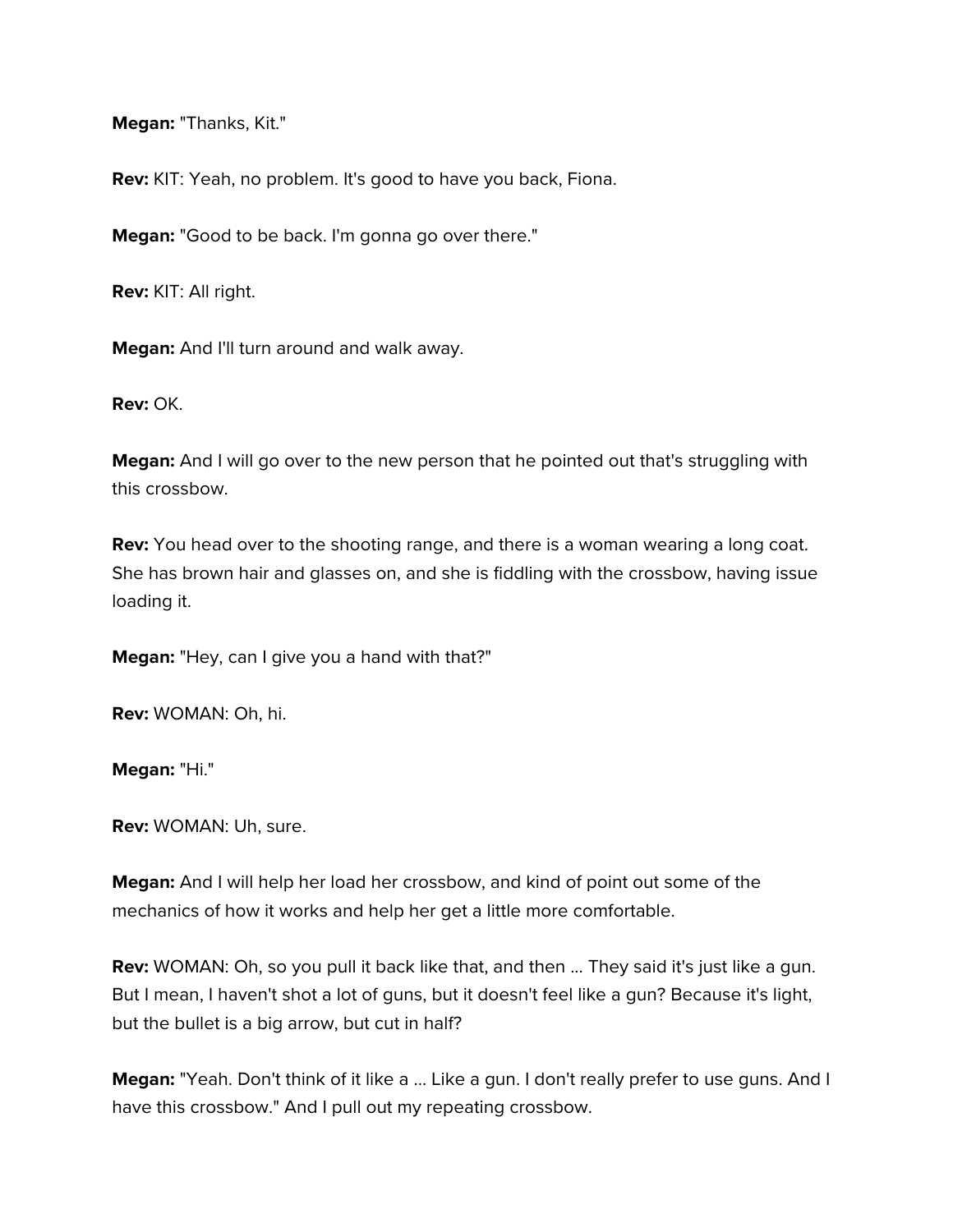**Megan:** "Thanks, Kit."

**Rev:** KIT: Yeah, no problem. It's good to have you back, Fiona.

**Megan:** "Good to be back. I'm gonna go over there."

**Rev:** KIT: All right.

**Megan:** And I'll turn around and walk away.

**Rev:** OK.

**Megan:** And I will go over to the new person that he pointed out that's struggling with this crossbow.

**Rev:** You head over to the shooting range, and there is a woman wearing a long coat. She has brown hair and glasses on, and she is fiddling with the crossbow, having issue loading it.

**Megan:** "Hey, can I give you a hand with that?"

**Rev:** WOMAN: Oh, hi.

**Megan:** "Hi."

**Rev:** WOMAN: Uh, sure.

**Megan:** And I will help her load her crossbow, and kind of point out some of the mechanics of how it works and help her get a little more comfortable.

**Rev:** WOMAN: Oh, so you pull it back like that, and then ... They said it's just like a gun. But I mean, I haven't shot a lot of guns, but it doesn't feel like a gun? Because it's light, but the bullet is a big arrow, but cut in half?

**Megan:** "Yeah. Don't think of it like a ... Like a gun. I don't really prefer to use guns. And I have this crossbow." And I pull out my repeating crossbow.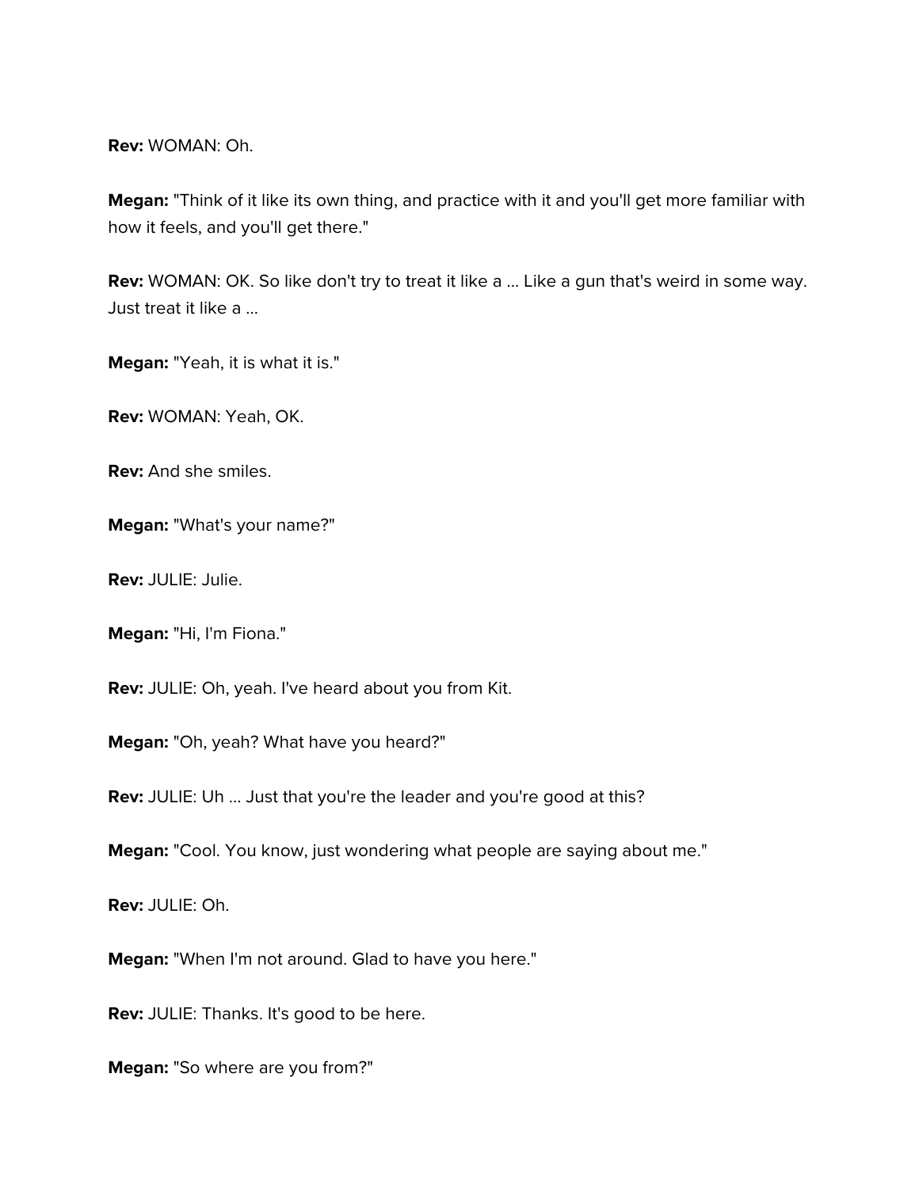**Rev:** WOMAN: Oh.

**Megan:** "Think of it like its own thing, and practice with it and you'll get more familiar with how it feels, and you'll get there."

**Rev:** WOMAN: OK. So like don't try to treat it like a ... Like a gun that's weird in some way. Just treat it like a ...

**Megan:** "Yeah, it is what it is."

**Rev:** WOMAN: Yeah, OK.

**Rev:** And she smiles.

**Megan:** "What's your name?"

**Rev:** JULIE: Julie.

**Megan:** "Hi, I'm Fiona."

**Rev:** JULIE: Oh, yeah. I've heard about you from Kit.

**Megan:** "Oh, yeah? What have you heard?"

**Rev:** JULIE: Uh ... Just that you're the leader and you're good at this?

**Megan:** "Cool. You know, just wondering what people are saying about me."

**Rev:** JULIE: Oh.

**Megan:** "When I'm not around. Glad to have you here."

**Rev:** JULIE: Thanks. It's good to be here.

**Megan:** "So where are you from?"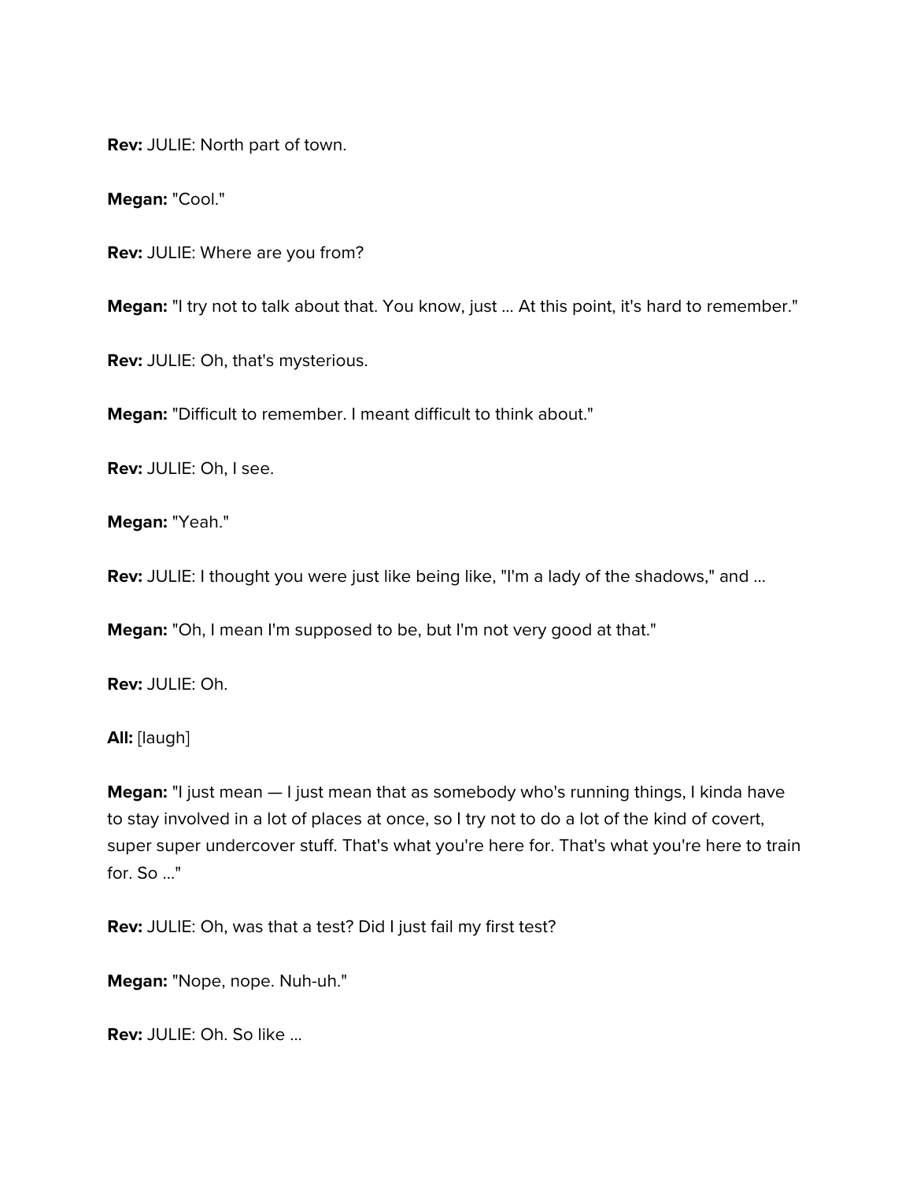**Rev:** JULIE: North part of town.

**Megan:** "Cool."

**Rev:** JULIE: Where are you from?

**Megan:** "I try not to talk about that. You know, just ... At this point, it's hard to remember."

**Rev:** JULIE: Oh, that's mysterious.

**Megan:** "Difficult to remember. I meant difficult to think about."

**Rev:** JULIE: Oh, I see.

**Megan:** "Yeah."

**Rev:** JULIE: I thought you were just like being like, "I'm a lady of the shadows," and ...

**Megan:** "Oh, I mean I'm supposed to be, but I'm not very good at that."

**Rev:** JULIE: Oh.

**All:** [laugh]

**Megan:** "I just mean — I just mean that as somebody who's running things, I kinda have to stay involved in a lot of places at once, so I try not to do a lot of the kind of covert, super super undercover stuff. That's what you're here for. That's what you're here to train for. So ..."

**Rev:** JULIE: Oh, was that a test? Did I just fail my first test?

**Megan:** "Nope, nope. Nuh-uh."

**Rev:** JULIE: Oh. So like ...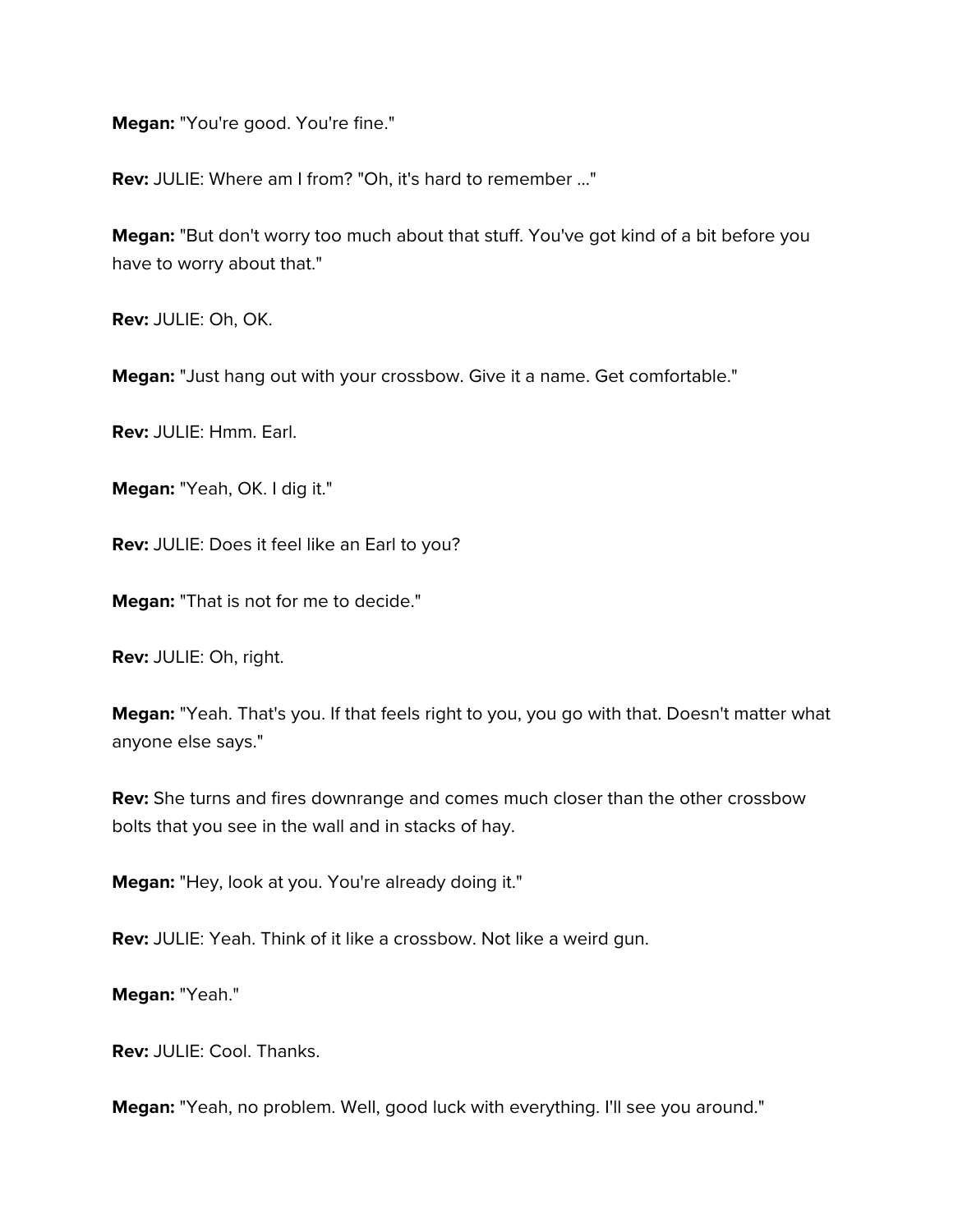**Megan:** "You're good. You're fine."

**Rev:** JULIE: Where am I from? "Oh, it's hard to remember ..."

**Megan:** "But don't worry too much about that stuff. You've got kind of a bit before you have to worry about that."

**Rev:** JULIE: Oh, OK.

**Megan:** "Just hang out with your crossbow. Give it a name. Get comfortable."

**Rev:** JULIE: Hmm. Earl.

**Megan:** "Yeah, OK. I dig it."

**Rev:** JULIE: Does it feel like an Earl to you?

**Megan:** "That is not for me to decide."

**Rev:** JULIE: Oh, right.

**Megan:** "Yeah. That's you. If that feels right to you, you go with that. Doesn't matter what anyone else says."

**Rev:** She turns and fires downrange and comes much closer than the other crossbow bolts that you see in the wall and in stacks of hay.

**Megan:** "Hey, look at you. You're already doing it."

**Rev:** JULIE: Yeah. Think of it like a crossbow. Not like a weird gun.

**Megan:** "Yeah."

**Rev:** JULIE: Cool. Thanks.

**Megan:** "Yeah, no problem. Well, good luck with everything. I'll see you around."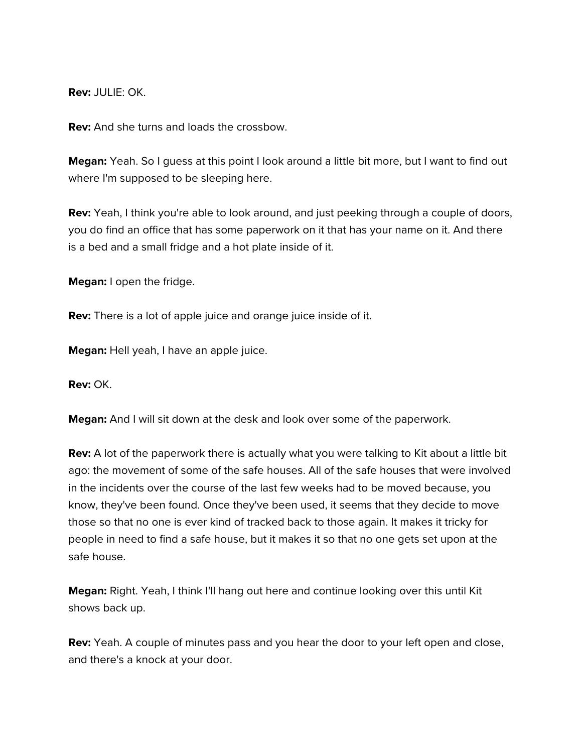**Rev:** JULIE: OK.

**Rev:** And she turns and loads the crossbow.

**Megan:** Yeah. So I guess at this point I look around a little bit more, but I want to find out where I'm supposed to be sleeping here.

**Rev:** Yeah, I think you're able to look around, and just peeking through a couple of doors, you do find an office that has some paperwork on it that has your name on it. And there is a bed and a small fridge and a hot plate inside of it.

**Megan:** I open the fridge.

**Rev:** There is a lot of apple juice and orange juice inside of it.

**Megan:** Hell yeah, I have an apple juice.

**Rev:** OK.

**Megan:** And I will sit down at the desk and look over some of the paperwork.

**Rev:** A lot of the paperwork there is actually what you were talking to Kit about a little bit ago: the movement of some of the safe houses. All of the safe houses that were involved in the incidents over the course of the last few weeks had to be moved because, you know, they've been found. Once they've been used, it seems that they decide to move those so that no one is ever kind of tracked back to those again. It makes it tricky for people in need to find a safe house, but it makes it so that no one gets set upon at the safe house.

**Megan:** Right. Yeah, I think I'll hang out here and continue looking over this until Kit shows back up.

**Rev:** Yeah. A couple of minutes pass and you hear the door to your left open and close, and there's a knock at your door.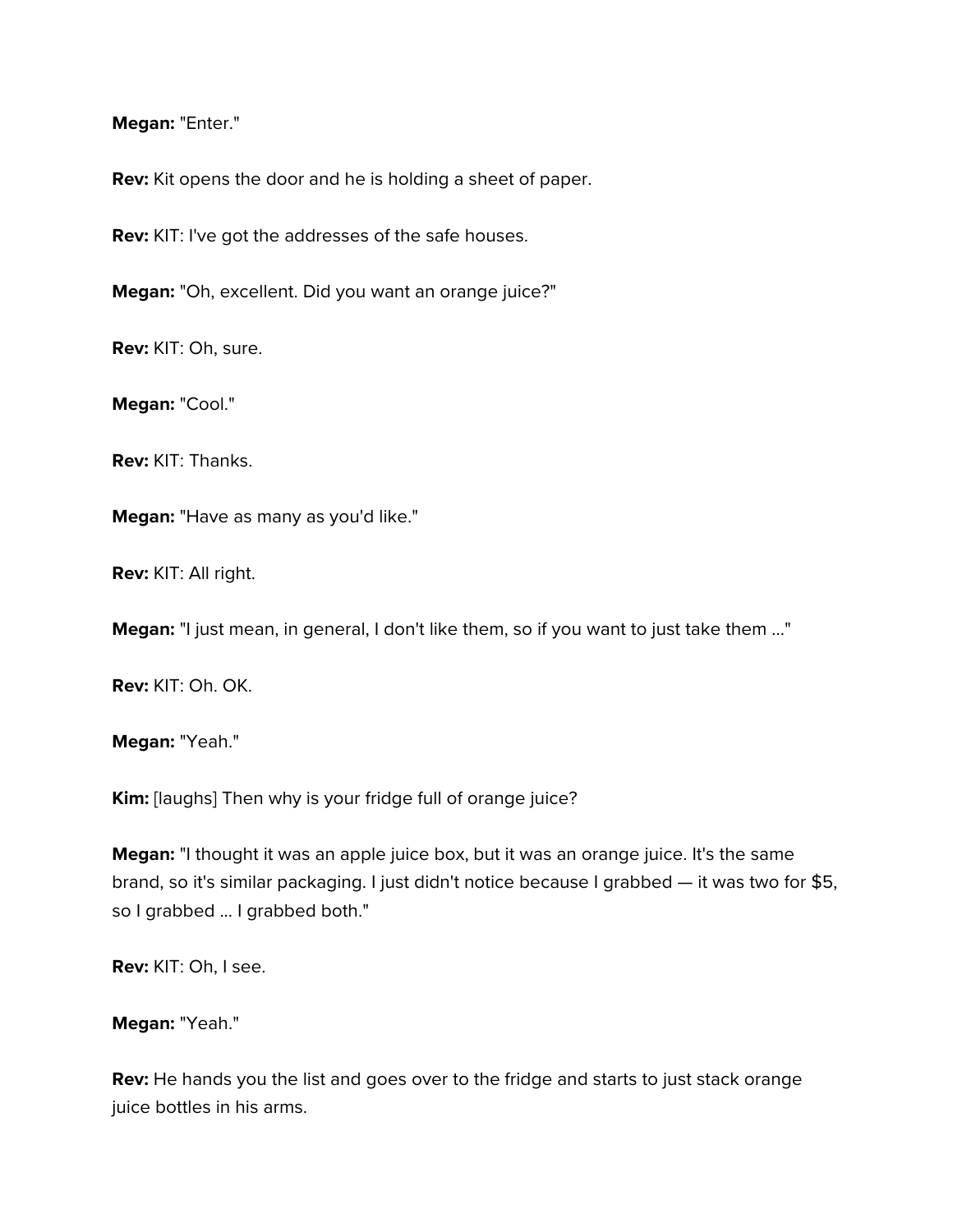**Megan:** "Enter."

**Rev:** Kit opens the door and he is holding a sheet of paper.

**Rev:** KIT: I've got the addresses of the safe houses.

**Megan:** "Oh, excellent. Did you want an orange juice?"

**Rev:** KIT: Oh, sure.

**Megan:** "Cool."

**Rev:** KIT: Thanks.

**Megan:** "Have as many as you'd like."

**Rev:** KIT: All right.

**Megan:** "I just mean, in general, I don't like them, so if you want to just take them ..."

**Rev:** KIT: Oh. OK.

**Megan:** "Yeah."

**Kim:** [laughs] Then why is your fridge full of orange juice?

**Megan:** "I thought it was an apple juice box, but it was an orange juice. It's the same brand, so it's similar packaging. I just didn't notice because I grabbed — it was two for $5, so I grabbed ... I grabbed both."

**Rev:** KIT: Oh, I see.

**Megan:** "Yeah."

**Rev:** He hands you the list and goes over to the fridge and starts to just stack orange juice bottles in his arms.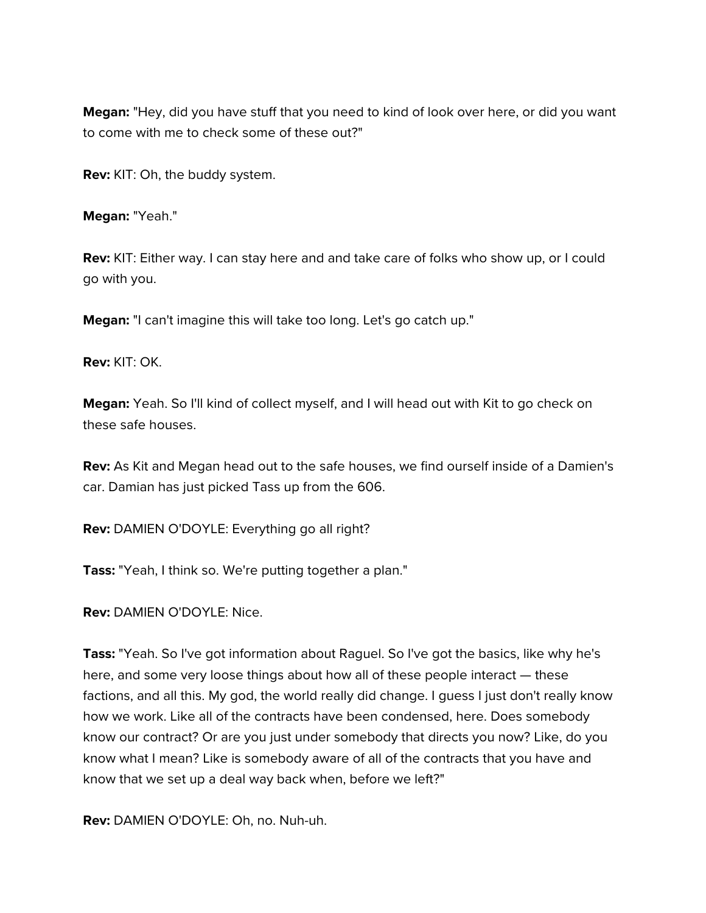**Megan:** "Hey, did you have stuff that you need to kind of look over here, or did you want to come with me to check some of these out?"

**Rev:** KIT: Oh, the buddy system.

**Megan:** "Yeah."

**Rev:** KIT: Either way. I can stay here and and take care of folks who show up, or I could go with you.

**Megan:** "I can't imagine this will take too long. Let's go catch up."

**Rev:** KIT: OK.

**Megan:** Yeah. So I'll kind of collect myself, and I will head out with Kit to go check on these safe houses.

**Rev:** As Kit and Megan head out to the safe houses, we find ourself inside of a Damien's car. Damian has just picked Tass up from the 606.

**Rev:** DAMIEN O'DOYLE: Everything go all right?

**Tass:** "Yeah, I think so. We're putting together a plan."

**Rev:** DAMIEN O'DOYLE: Nice.

**Tass:** "Yeah. So I've got information about Raguel. So I've got the basics, like why he's here, and some very loose things about how all of these people interact — these factions, and all this. My god, the world really did change. I guess I just don't really know how we work. Like all of the contracts have been condensed, here. Does somebody know our contract? Or are you just under somebody that directs you now? Like, do you know what I mean? Like is somebody aware of all of the contracts that you have and know that we set up a deal way back when, before we left?"

**Rev:** DAMIEN O'DOYLE: Oh, no. Nuh-uh.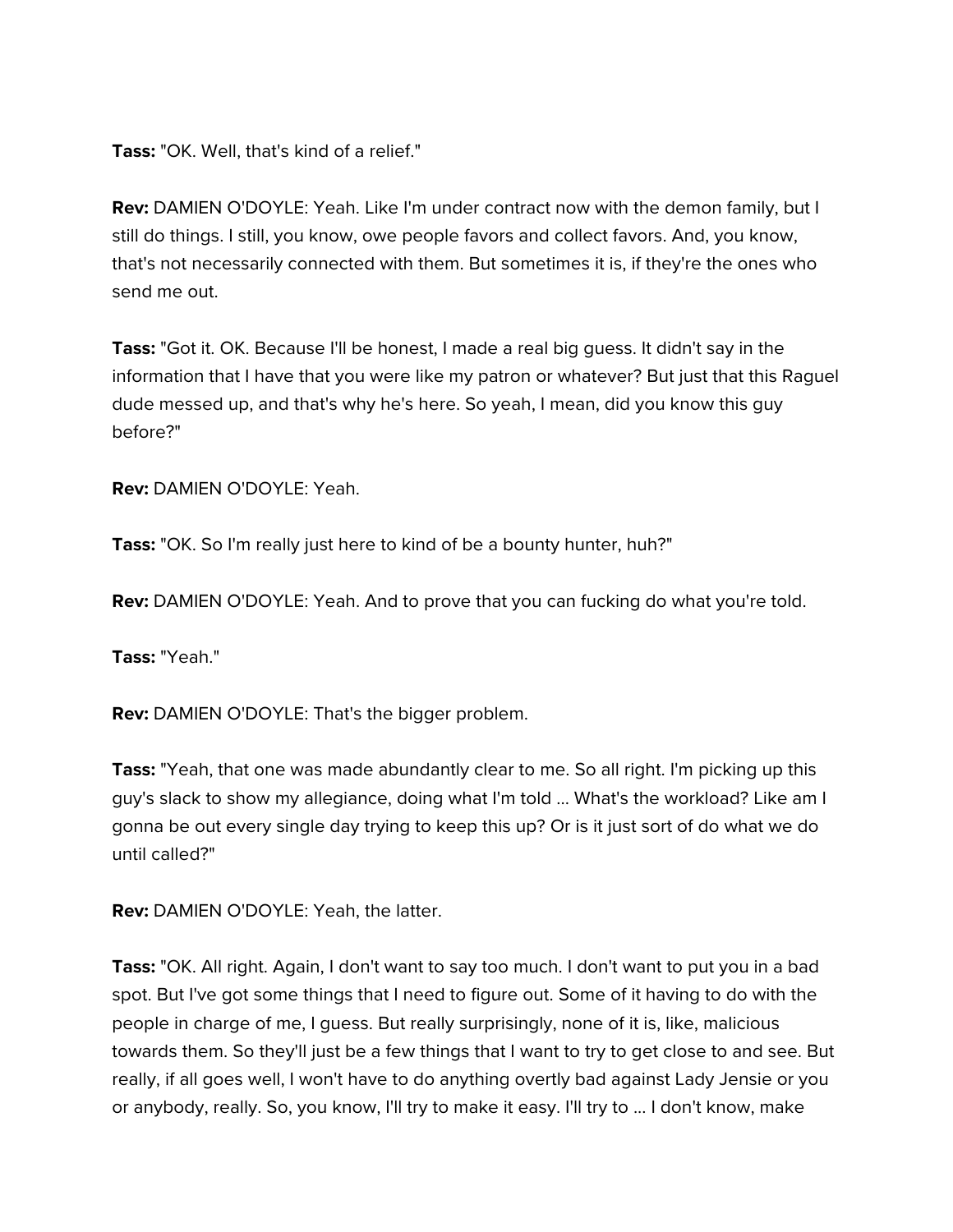**Tass:** "OK. Well, that's kind of a relief."

**Rev:** DAMIEN O'DOYLE: Yeah. Like I'm under contract now with the demon family, but I still do things. I still, you know, owe people favors and collect favors. And, you know, that's not necessarily connected with them. But sometimes it is, if they're the ones who send me out.

**Tass:** "Got it. OK. Because I'll be honest, I made a real big guess. It didn't say in the information that I have that you were like my patron or whatever? But just that this Raguel dude messed up, and that's why he's here. So yeah, I mean, did you know this guy before?"

**Rev:** DAMIEN O'DOYLE: Yeah.

**Tass:** "OK. So I'm really just here to kind of be a bounty hunter, huh?"

**Rev:** DAMIEN O'DOYLE: Yeah. And to prove that you can fucking do what you're told.

**Tass:** "Yeah."

**Rev:** DAMIEN O'DOYLE: That's the bigger problem.

**Tass:** "Yeah, that one was made abundantly clear to me. So all right. I'm picking up this guy's slack to show my allegiance, doing what I'm told … What's the workload? Like am I gonna be out every single day trying to keep this up? Or is it just sort of do what we do until called?"

**Rev:** DAMIEN O'DOYLE: Yeah, the latter.

**Tass:** "OK. All right. Again, I don't want to say too much. I don't want to put you in a bad spot. But I've got some things that I need to figure out. Some of it having to do with the people in charge of me, I guess. But really surprisingly, none of it is, like, malicious towards them. So they'll just be a few things that I want to try to get close to and see. But really, if all goes well, I won't have to do anything overtly bad against Lady Jensie or you or anybody, really. So, you know, I'll try to make it easy. I'll try to … I don't know, make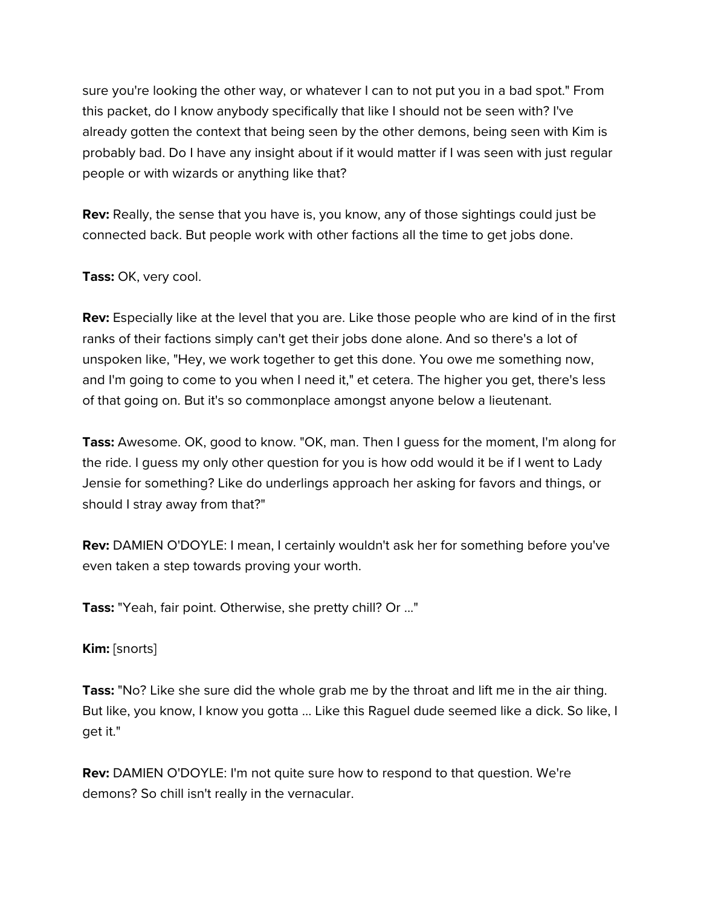sure you're looking the other way, or whatever I can to not put you in a bad spot." From this packet, do I know anybody specifically that like I should not be seen with? I've already gotten the context that being seen by the other demons, being seen with Kim is probably bad. Do I have any insight about if it would matter if I was seen with just regular people or with wizards or anything like that?

**Rev:** Really, the sense that you have is, you know, any of those sightings could just be connected back. But people work with other factions all the time to get jobs done.

**Tass:** OK, very cool.

**Rev:** Especially like at the level that you are. Like those people who are kind of in the first ranks of their factions simply can't get their jobs done alone. And so there's a lot of unspoken like, "Hey, we work together to get this done. You owe me something now, and I'm going to come to you when I need it," et cetera. The higher you get, there's less of that going on. But it's so commonplace amongst anyone below a lieutenant.

**Tass:** Awesome. OK, good to know. "OK, man. Then I guess for the moment, I'm along for the ride. I guess my only other question for you is how odd would it be if I went to Lady Jensie for something? Like do underlings approach her asking for favors and things, or should I stray away from that?"

**Rev:** DAMIEN O'DOYLE: I mean, I certainly wouldn't ask her for something before you've even taken a step towards proving your worth.

**Tass:** "Yeah, fair point. Otherwise, she pretty chill? Or ..."

**Kim:** [snorts]

**Tass:** "No? Like she sure did the whole grab me by the throat and lift me in the air thing. But like, you know, I know you gotta ... Like this Raguel dude seemed like a dick. So like, I get it."

**Rev:** DAMIEN O'DOYLE: I'm not quite sure how to respond to that question. We're demons? So chill isn't really in the vernacular.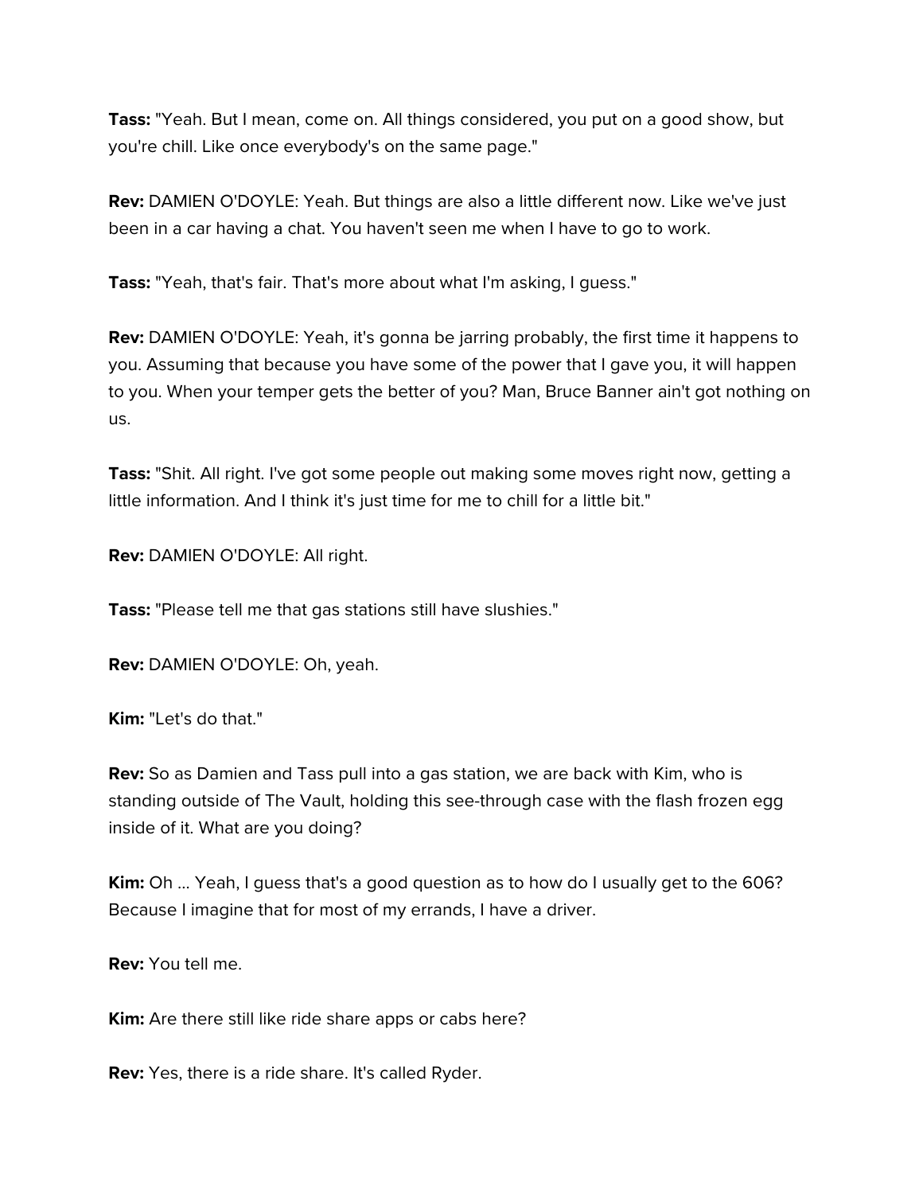**Tass:** "Yeah. But I mean, come on. All things considered, you put on a good show, but you're chill. Like once everybody's on the same page."

**Rev:** DAMIEN O'DOYLE: Yeah. But things are also a little different now. Like we've just been in a car having a chat. You haven't seen me when I have to go to work.

**Tass:** "Yeah, that's fair. That's more about what I'm asking, I guess."

**Rev:** DAMIEN O'DOYLE: Yeah, it's gonna be jarring probably, the first time it happens to you. Assuming that because you have some of the power that I gave you, it will happen to you. When your temper gets the better of you? Man, Bruce Banner ain't got nothing on us.

**Tass:** "Shit. All right. I've got some people out making some moves right now, getting a little information. And I think it's just time for me to chill for a little bit."

**Rev:** DAMIEN O'DOYLE: All right.

**Tass:** "Please tell me that gas stations still have slushies."

**Rev:** DAMIEN O'DOYLE: Oh, yeah.

**Kim:** "Let's do that."

**Rev:** So as Damien and Tass pull into a gas station, we are back with Kim, who is standing outside of The Vault, holding this see-through case with the flash frozen egg inside of it. What are you doing?

**Kim:** Oh ... Yeah, I guess that's a good question as to how do I usually get to the 606? Because I imagine that for most of my errands, I have a driver.

**Rev:** You tell me.

**Kim:** Are there still like ride share apps or cabs here?

**Rev:** Yes, there is a ride share. It's called Ryder.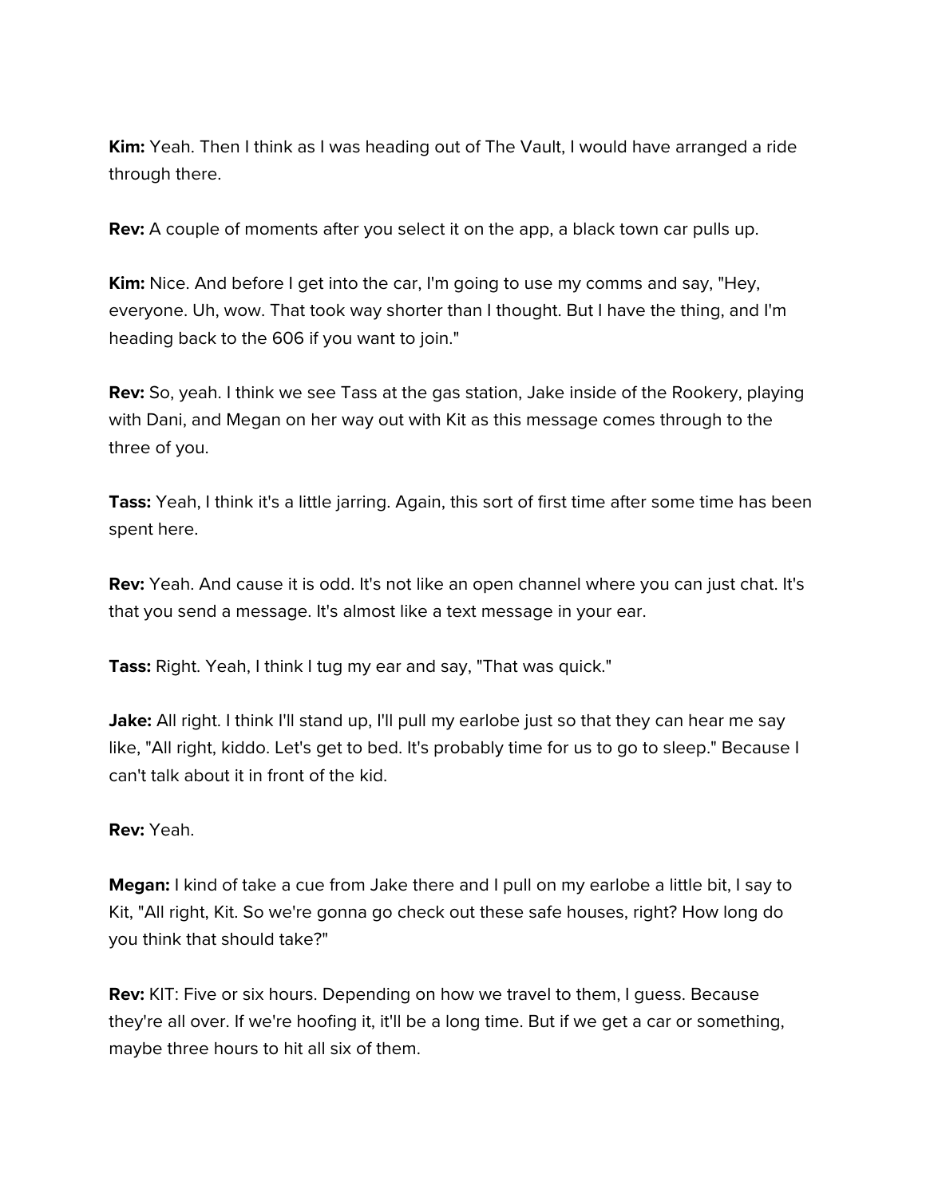**Kim:** Yeah. Then I think as I was heading out of The Vault, I would have arranged a ride through there.

**Rev:** A couple of moments after you select it on the app, a black town car pulls up.

**Kim:** Nice. And before I get into the car, I'm going to use my comms and say, "Hey, everyone. Uh, wow. That took way shorter than I thought. But I have the thing, and I'm heading back to the 606 if you want to join."

**Rev:** So, yeah. I think we see Tass at the gas station, Jake inside of the Rookery, playing with Dani, and Megan on her way out with Kit as this message comes through to the three of you.

**Tass:** Yeah, I think it's a little jarring. Again, this sort of first time after some time has been spent here.

**Rev:** Yeah. And cause it is odd. It's not like an open channel where you can just chat. It's that you send a message. It's almost like a text message in your ear.

**Tass:** Right. Yeah, I think I tug my ear and say, "That was quick."

**Jake:** All right. I think I'll stand up, I'll pull my earlobe just so that they can hear me say like, "All right, kiddo. Let's get to bed. It's probably time for us to go to sleep." Because I can't talk about it in front of the kid.

**Rev:** Yeah.

**Megan:** I kind of take a cue from Jake there and I pull on my earlobe a little bit, I say to Kit, "All right, Kit. So we're gonna go check out these safe houses, right? How long do you think that should take?"

**Rev:** KIT: Five or six hours. Depending on how we travel to them, I guess. Because they're all over. If we're hoofing it, it'll be a long time. But if we get a car or something, maybe three hours to hit all six of them.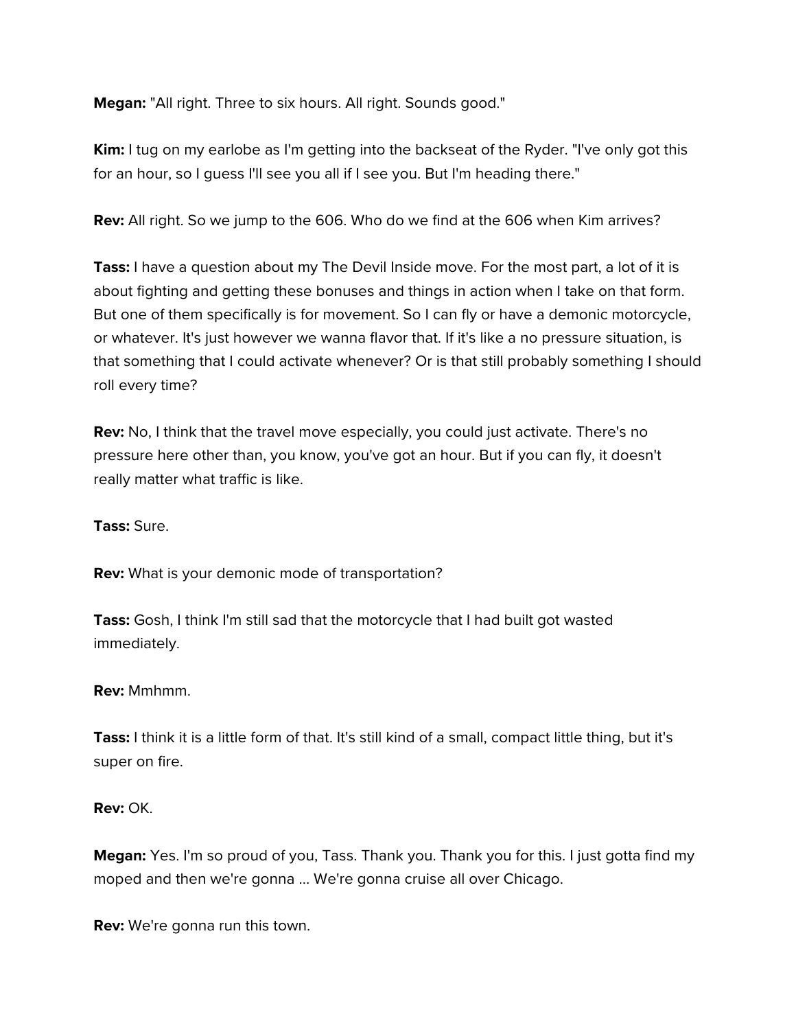**Megan:** "All right. Three to six hours. All right. Sounds good."

**Kim:** I tug on my earlobe as I'm getting into the backseat of the Ryder. "I've only got this for an hour, so I guess I'll see you all if I see you. But I'm heading there."

**Rev:** All right. So we jump to the 606. Who do we find at the 606 when Kim arrives?

**Tass:** I have a question about my The Devil Inside move. For the most part, a lot of it is about fighting and getting these bonuses and things in action when I take on that form. But one of them specifically is for movement. So I can fly or have a demonic motorcycle, or whatever. It's just however we wanna flavor that. If it's like a no pressure situation, is that something that I could activate whenever? Or is that still probably something I should roll every time?

**Rev:** No, I think that the travel move especially, you could just activate. There's no pressure here other than, you know, you've got an hour. But if you can fly, it doesn't really matter what traffic is like.

**Tass:** Sure.

**Rev:** What is your demonic mode of transportation?

**Tass:** Gosh, I think I'm still sad that the motorcycle that I had built got wasted immediately.

**Rev:** Mmhmm.

**Tass:** I think it is a little form of that. It's still kind of a small, compact little thing, but it's super on fire.

**Rev:** OK.

**Megan:** Yes. I'm so proud of you, Tass. Thank you. Thank you for this. I just gotta find my moped and then we're gonna ... We're gonna cruise all over Chicago.

**Rev:** We're gonna run this town.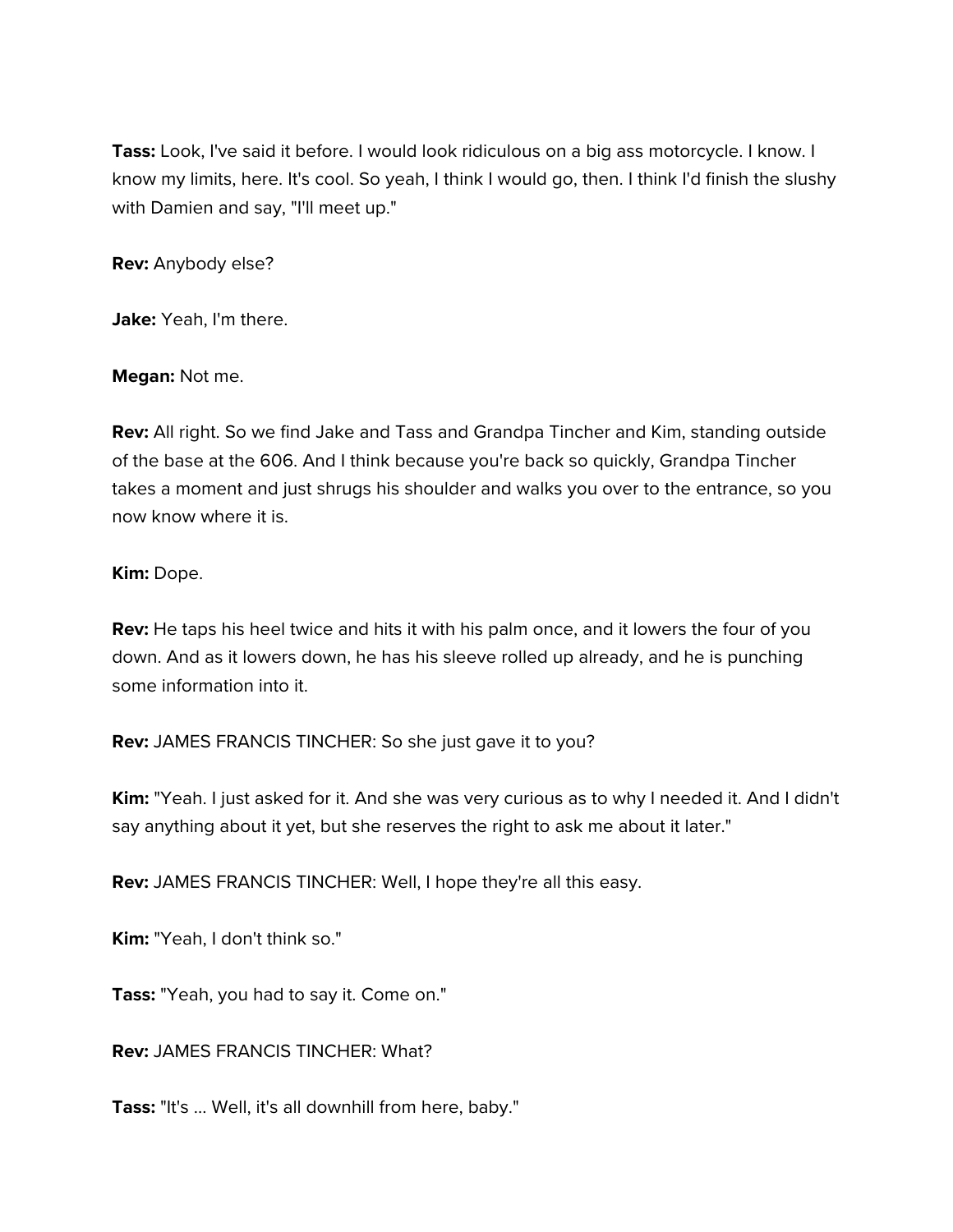**Tass:** Look, I've said it before. I would look ridiculous on a big ass motorcycle. I know. I know my limits, here. It's cool. So yeah, I think I would go, then. I think I'd finish the slushy with Damien and say, "I'll meet up."

**Rev:** Anybody else?

**Jake:** Yeah, I'm there.

**Megan:** Not me.

**Rev:** All right. So we find Jake and Tass and Grandpa Tincher and Kim, standing outside of the base at the 606. And I think because you're back so quickly, Grandpa Tincher takes a moment and just shrugs his shoulder and walks you over to the entrance, so you now know where it is.

**Kim:** Dope.

**Rev:** He taps his heel twice and hits it with his palm once, and it lowers the four of you down. And as it lowers down, he has his sleeve rolled up already, and he is punching some information into it.

**Rev:** JAMES FRANCIS TINCHER: So she just gave it to you?

**Kim:** "Yeah. I just asked for it. And she was very curious as to why I needed it. And I didn't say anything about it yet, but she reserves the right to ask me about it later."

**Rev:** JAMES FRANCIS TINCHER: Well, I hope they're all this easy.

**Kim:** "Yeah, I don't think so."

**Tass:** "Yeah, you had to say it. Come on."

**Rev:** JAMES FRANCIS TINCHER: What?

**Tass:** "It's ... Well, it's all downhill from here, baby."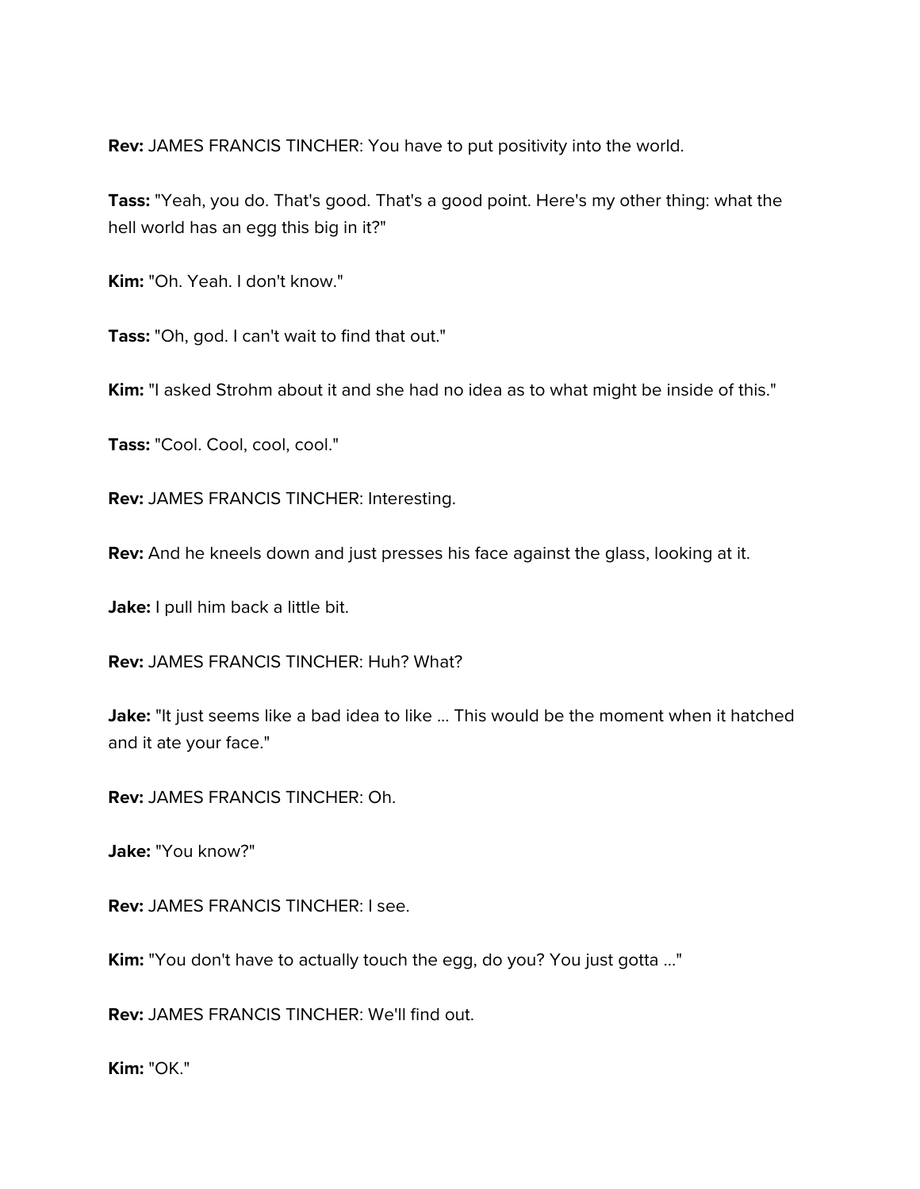**Rev:** JAMES FRANCIS TINCHER: You have to put positivity into the world.

**Tass:** "Yeah, you do. That's good. That's a good point. Here's my other thing: what the hell world has an egg this big in it?"

**Kim:** "Oh. Yeah. I don't know."

**Tass:** "Oh, god. I can't wait to find that out."

**Kim:** "I asked Strohm about it and she had no idea as to what might be inside of this."

**Tass:** "Cool. Cool, cool, cool."

**Rev:** JAMES FRANCIS TINCHER: Interesting.

**Rev:** And he kneels down and just presses his face against the glass, looking at it.

**Jake:** I pull him back a little bit.

**Rev:** JAMES FRANCIS TINCHER: Huh? What?

**Jake:** "It just seems like a bad idea to like ... This would be the moment when it hatched and it ate your face."

**Rev:** JAMES FRANCIS TINCHER: Oh.

**Jake:** "You know?"

**Rev:** JAMES FRANCIS TINCHER: I see.

**Kim:** "You don't have to actually touch the egg, do you? You just gotta ..."

**Rev:** JAMES FRANCIS TINCHER: We'll find out.

**Kim:** "OK."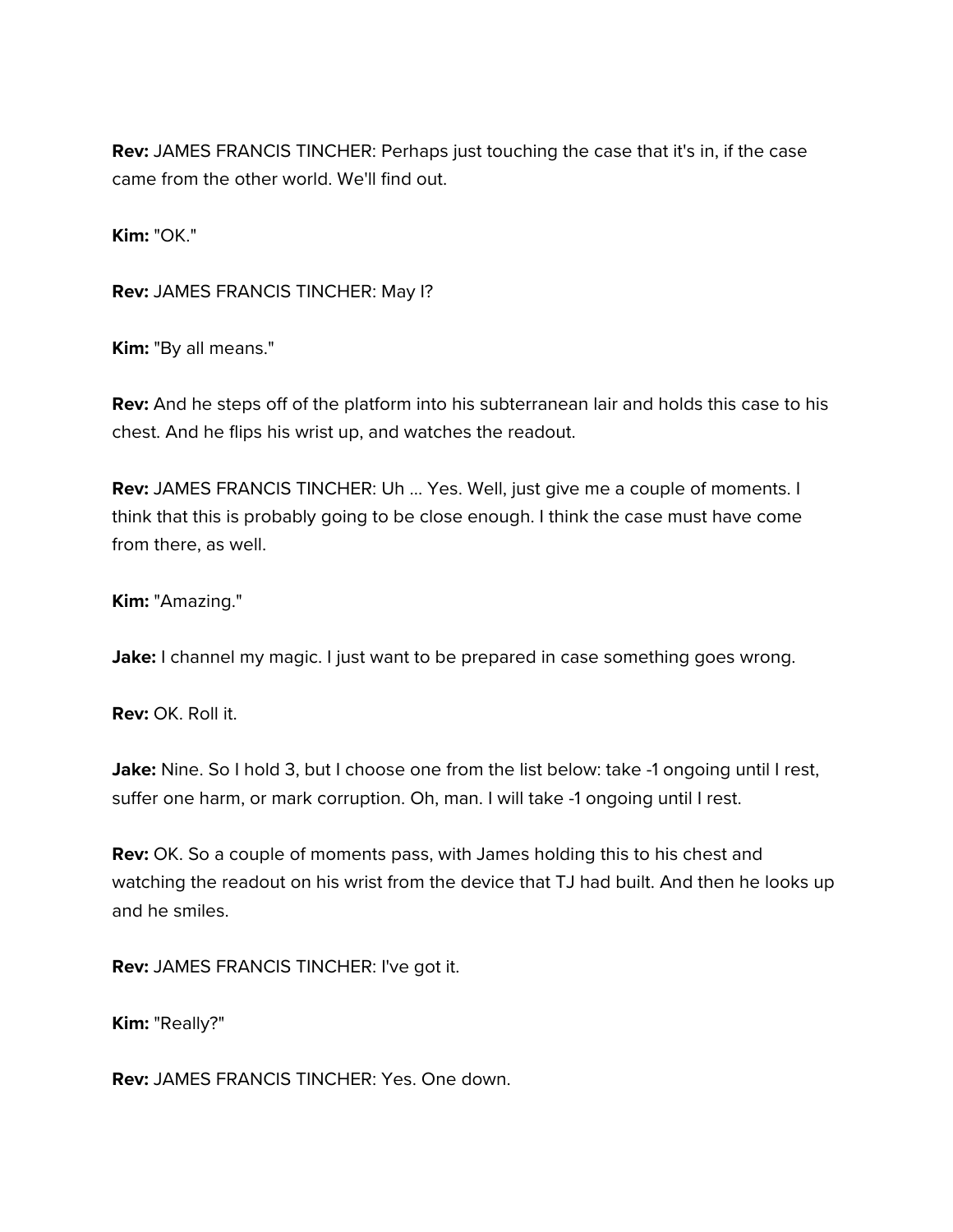**Rev:** JAMES FRANCIS TINCHER: Perhaps just touching the case that it's in, if the case came from the other world. We'll find out.

**Kim:** "OK."

**Rev:** JAMES FRANCIS TINCHER: May I?

**Kim:** "By all means."

**Rev:** And he steps off of the platform into his subterranean lair and holds this case to his chest. And he flips his wrist up, and watches the readout.

**Rev:** JAMES FRANCIS TINCHER: Uh ... Yes. Well, just give me a couple of moments. I think that this is probably going to be close enough. I think the case must have come from there, as well.

**Kim:** "Amazing."

**Jake:** I channel my magic. I just want to be prepared in case something goes wrong.

**Rev:** OK. Roll it.

**Jake:** Nine. So I hold 3, but I choose one from the list below: take -1 ongoing until I rest, suffer one harm, or mark corruption. Oh, man. I will take -1 ongoing until I rest.

**Rev:** OK. So a couple of moments pass, with James holding this to his chest and watching the readout on his wrist from the device that TJ had built. And then he looks up and he smiles.

**Rev:** JAMES FRANCIS TINCHER: I've got it.

**Kim:** "Really?"

**Rev:** JAMES FRANCIS TINCHER: Yes. One down.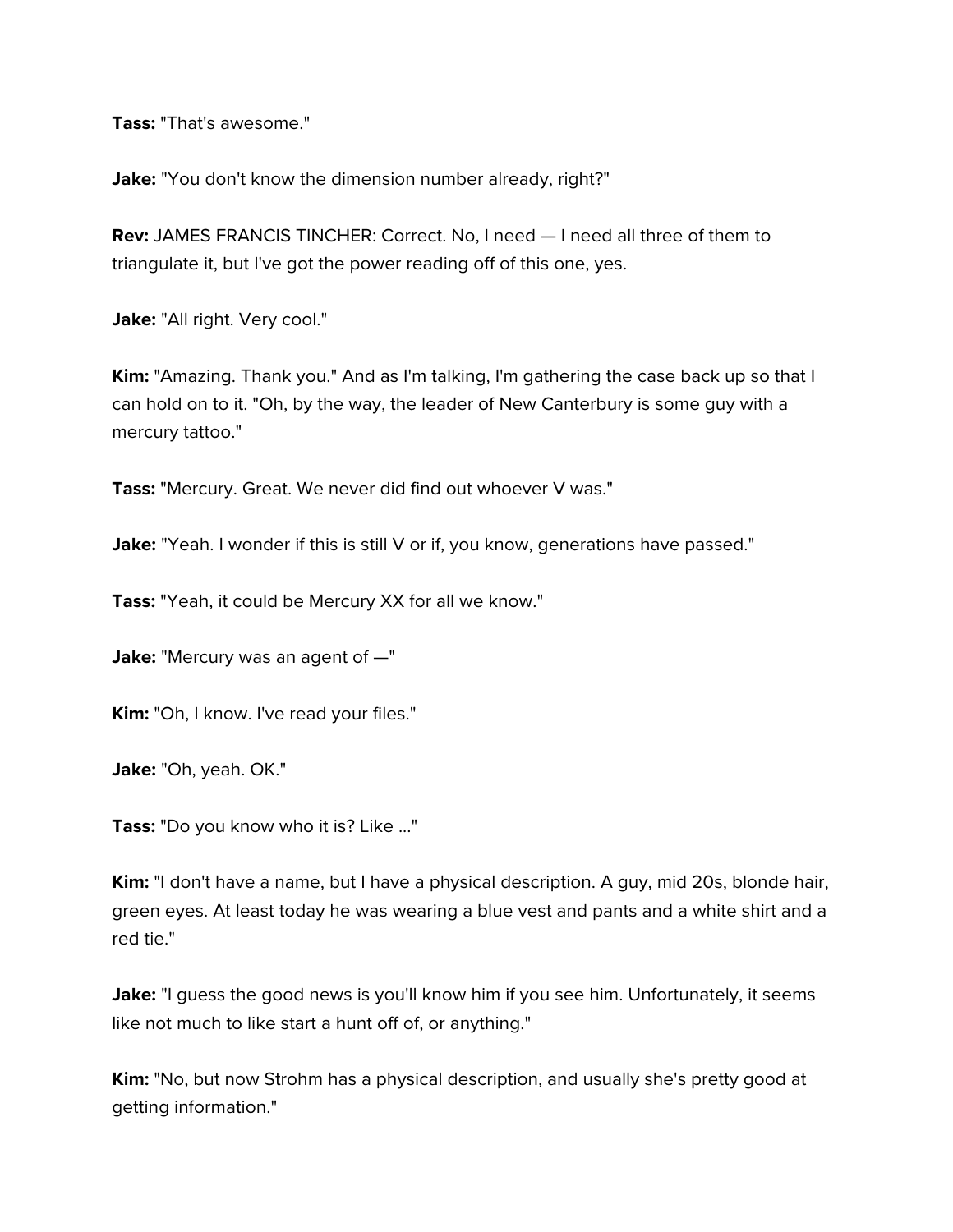**Tass:** "That's awesome."

**Jake:** "You don't know the dimension number already, right?"

**Rev:** JAMES FRANCIS TINCHER: Correct. No, I need — I need all three of them to triangulate it, but I've got the power reading off of this one, yes.

**Jake:** "All right. Very cool."

**Kim:** "Amazing. Thank you." And as I'm talking, I'm gathering the case back up so that I can hold on to it. "Oh, by the way, the leader of New Canterbury is some guy with a mercury tattoo."

**Tass:** "Mercury. Great. We never did find out whoever V was."

**Jake:** "Yeah. I wonder if this is still V or if, you know, generations have passed."

**Tass:** "Yeah, it could be Mercury XX for all we know."

**Jake:** "Mercury was an agent of —"

**Kim:** "Oh, I know. I've read your files."

**Jake:** "Oh, yeah. OK."

**Tass:** "Do you know who it is? Like ..."

**Kim:** "I don't have a name, but I have a physical description. A guy, mid 20s, blonde hair, green eyes. At least today he was wearing a blue vest and pants and a white shirt and a red tie."

**Jake:** "I guess the good news is you'll know him if you see him. Unfortunately, it seems like not much to like start a hunt off of, or anything."

**Kim:** "No, but now Strohm has a physical description, and usually she's pretty good at getting information."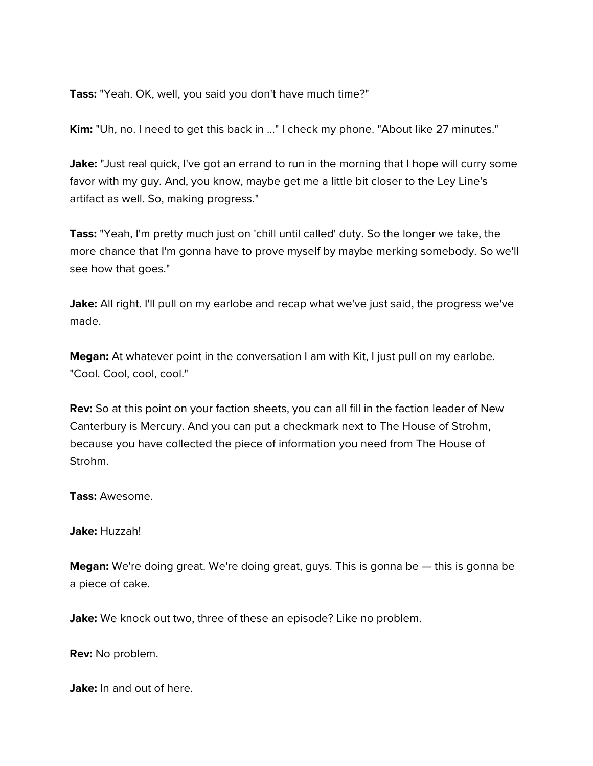**Tass:** "Yeah. OK, well, you said you don't have much time?"

**Kim:** "Uh, no. I need to get this back in ..." I check my phone. "About like 27 minutes."

**Jake:** "Just real quick, I've got an errand to run in the morning that I hope will curry some favor with my guy. And, you know, maybe get me a little bit closer to the Ley Line's artifact as well. So, making progress."

**Tass:** "Yeah, I'm pretty much just on 'chill until called' duty. So the longer we take, the more chance that I'm gonna have to prove myself by maybe merking somebody. So we'll see how that goes."

**Jake:** All right. I'll pull on my earlobe and recap what we've just said, the progress we've made.

**Megan:** At whatever point in the conversation I am with Kit, I just pull on my earlobe. "Cool. Cool, cool, cool."

**Rev:** So at this point on your faction sheets, you can all fill in the faction leader of New Canterbury is Mercury. And you can put a checkmark next to The House of Strohm, because you have collected the piece of information you need from The House of Strohm.

**Tass:** Awesome.

**Jake:** Huzzah!

**Megan:** We're doing great. We're doing great, guys. This is gonna be — this is gonna be a piece of cake.

**Jake:** We knock out two, three of these an episode? Like no problem.

**Rev:** No problem.

**Jake:** In and out of here.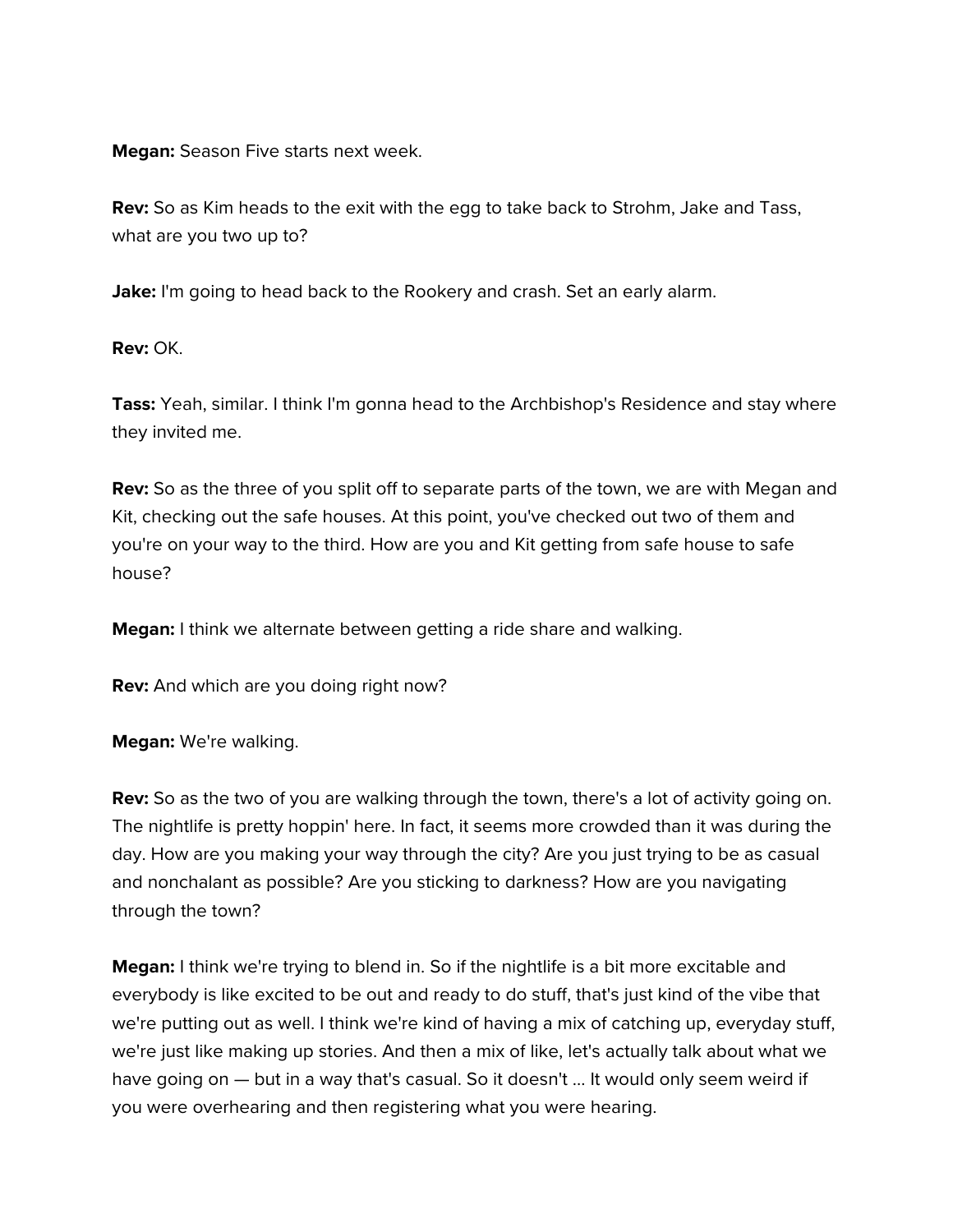**Megan:** Season Five starts next week.

**Rev:** So as Kim heads to the exit with the egg to take back to Strohm, Jake and Tass, what are you two up to?

**Jake:** I'm going to head back to the Rookery and crash. Set an early alarm.

**Rev:** OK.

**Tass:** Yeah, similar. I think I'm gonna head to the Archbishop's Residence and stay where they invited me.

**Rev:** So as the three of you split off to separate parts of the town, we are with Megan and Kit, checking out the safe houses. At this point, you've checked out two of them and you're on your way to the third. How are you and Kit getting from safe house to safe house?

**Megan:** I think we alternate between getting a ride share and walking.

**Rev:** And which are you doing right now?

**Megan:** We're walking.

**Rev:** So as the two of you are walking through the town, there's a lot of activity going on. The nightlife is pretty hoppin' here. In fact, it seems more crowded than it was during the day. How are you making your way through the city? Are you just trying to be as casual and nonchalant as possible? Are you sticking to darkness? How are you navigating through the town?

**Megan:** I think we're trying to blend in. So if the nightlife is a bit more excitable and everybody is like excited to be out and ready to do stuff, that's just kind of the vibe that we're putting out as well. I think we're kind of having a mix of catching up, everyday stuff, we're just like making up stories. And then a mix of like, let's actually talk about what we have going on — but in a way that's casual. So it doesn't … It would only seem weird if you were overhearing and then registering what you were hearing.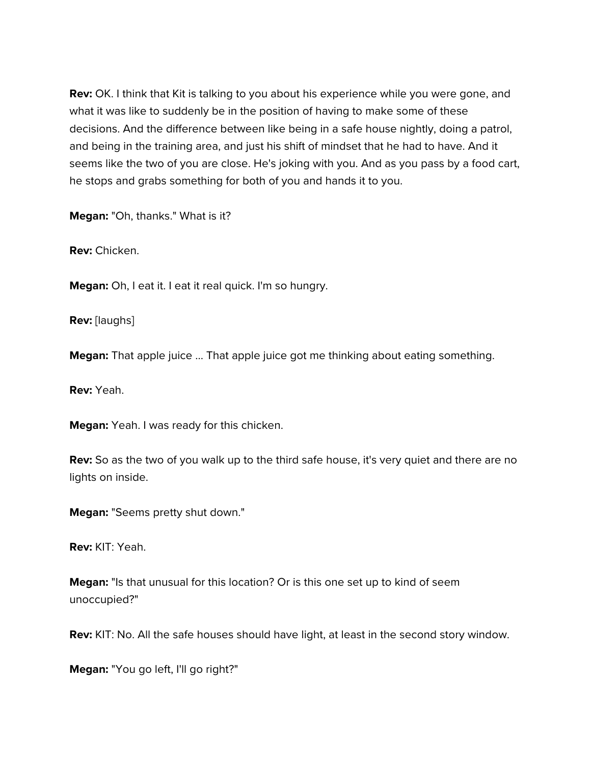**Rev:** OK. I think that Kit is talking to you about his experience while you were gone, and what it was like to suddenly be in the position of having to make some of these decisions. And the difference between like being in a safe house nightly, doing a patrol, and being in the training area, and just his shift of mindset that he had to have. And it seems like the two of you are close. He's joking with you. And as you pass by a food cart, he stops and grabs something for both of you and hands it to you.

**Megan:** "Oh, thanks." What is it?

**Rev:** Chicken.

**Megan:** Oh, I eat it. I eat it real quick. I'm so hungry.

**Rev:** [laughs]

**Megan:** That apple juice ... That apple juice got me thinking about eating something.

**Rev:** Yeah.

**Megan:** Yeah. I was ready for this chicken.

**Rev:** So as the two of you walk up to the third safe house, it's very quiet and there are no lights on inside.

**Megan:** "Seems pretty shut down."

**Rev:** KIT: Yeah.

**Megan:** "Is that unusual for this location? Or is this one set up to kind of seem unoccupied?"

**Rev:** KIT: No. All the safe houses should have light, at least in the second story window.

**Megan:** "You go left, I'll go right?"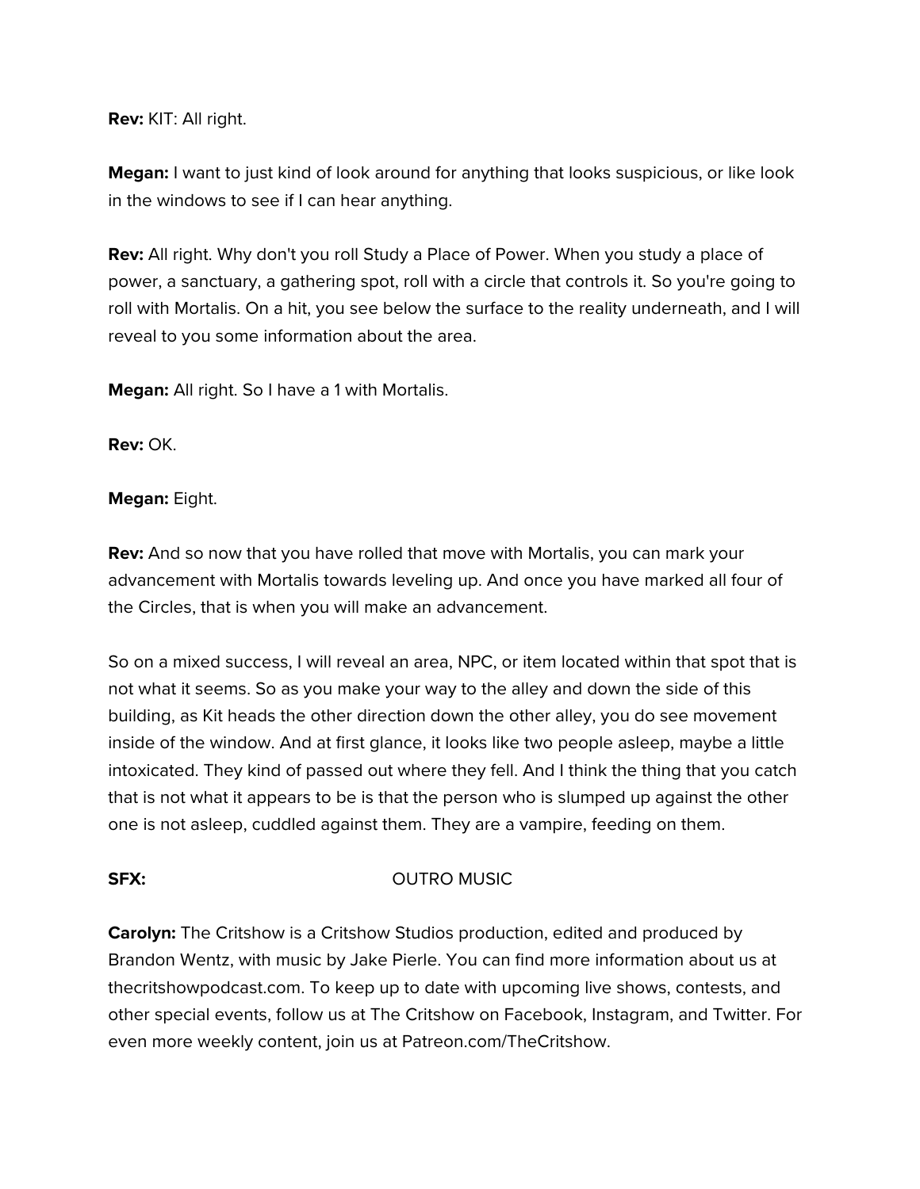**Rev:** KIT: All right.

**Megan:** I want to just kind of look around for anything that looks suspicious, or like look in the windows to see if I can hear anything.

**Rev:** All right. Why don't you roll Study a Place of Power. When you study a place of power, a sanctuary, a gathering spot, roll with a circle that controls it. So you're going to roll with Mortalis. On a hit, you see below the surface to the reality underneath, and I will reveal to you some information about the area.

**Megan:** All right. So I have a 1 with Mortalis.

**Rev:** OK.

**Megan:** Eight.

**Rev:** And so now that you have rolled that move with Mortalis, you can mark your advancement with Mortalis towards leveling up. And once you have marked all four of the Circles, that is when you will make an advancement.

So on a mixed success, I will reveal an area, NPC, or item located within that spot that is not what it seems. So as you make your way to the alley and down the side of this building, as Kit heads the other direction down the other alley, you do see movement inside of the window. And at first glance, it looks like two people asleep, maybe a little intoxicated. They kind of passed out where they fell. And I think the thing that you catch that is not what it appears to be is that the person who is slumped up against the other one is not asleep, cuddled against them. They are a vampire, feeding on them.

**SFX:** OUTRO MUSIC

**Carolyn:** The Critshow is a Critshow Studios production, edited and produced by Brandon Wentz, with music by Jake Pierle. You can find more information about us at thecritshowpodcast.com. To keep up to date with upcoming live shows, contests, and other special events, follow us at The Critshow on Facebook, Instagram, and Twitter. For even more weekly content, join us at Patreon.com/TheCritshow.